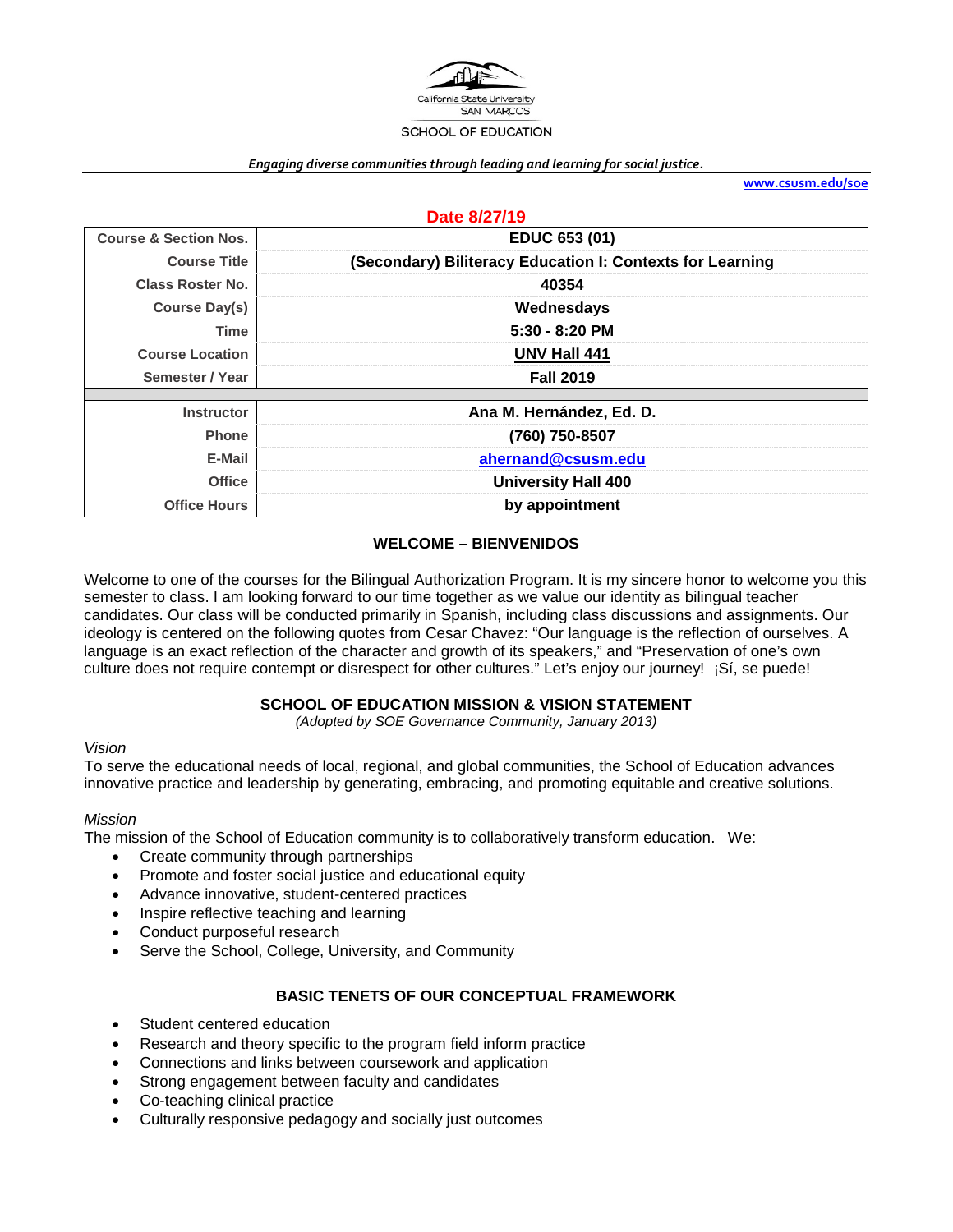California State University SAN MARCOS

SCHOOL OF EDUCATION

*Engaging diverse communities through leading and learning for social justice.*

www.csusm.edu/soe

**Date 8/27/19**

| Course & Section Nos. | EDUC 653 (01) |
| --- | --- |
| Course Title | (Secondary) Biliteracy Education I: Contexts for Learning |
| Class Roster No. | 40354 |
| Course Day(s) | Wednesdays |
| Time | 5:30 - 8:20 PM |
| Course Location | UNV Hall 441 |
| Semester / Year | Fall 2019 |
| | |
| Instructor | Ana M. Hernández, Ed. D. |
| Phone | (760) 750-8507 |
| E-Mail | ahernand@csusm.edu |
| Office | University Hall 400 |
| Office Hours | by appointment |

## WELCOME – BIENVENIDOS

Welcome to one of the courses for the Bilingual Authorization Program. It is my sincere honor to welcome you this semester to class. I am looking forward to our time together as we value our identity as bilingual teacher candidates. Our class will be conducted primarily in Spanish, including class discussions and assignments. Our ideology is centered on the following quotes from Cesar Chavez: "Our language is the reflection of ourselves. A language is an exact reflection of the character and growth of its speakers," and "Preservation of one's own culture does not require contempt or disrespect for other cultures." Let's enjoy our journey! ¡Sí, se puede!

## SCHOOL OF EDUCATION MISSION & VISION STATEMENT

*(Adopted by SOE Governance Community, January 2013)*

*Vision*

To serve the educational needs of local, regional, and global communities, the School of Education advances innovative practice and leadership by generating, embracing, and promoting equitable and creative solutions.

*Mission*

The mission of the School of Education community is to collaboratively transform education. We:

- Create community through partnerships
- Promote and foster social justice and educational equity
- Advance innovative, student-centered practices
- Inspire reflective teaching and learning
- Conduct purposeful research
- Serve the School, College, University, and Community

## BASIC TENETS OF OUR CONCEPTUAL FRAMEWORK

- Student centered education
- Research and theory specific to the program field inform practice
- Connections and links between coursework and application
- Strong engagement between faculty and candidates
- Co-teaching clinical practice
- Culturally responsive pedagogy and socially just outcomes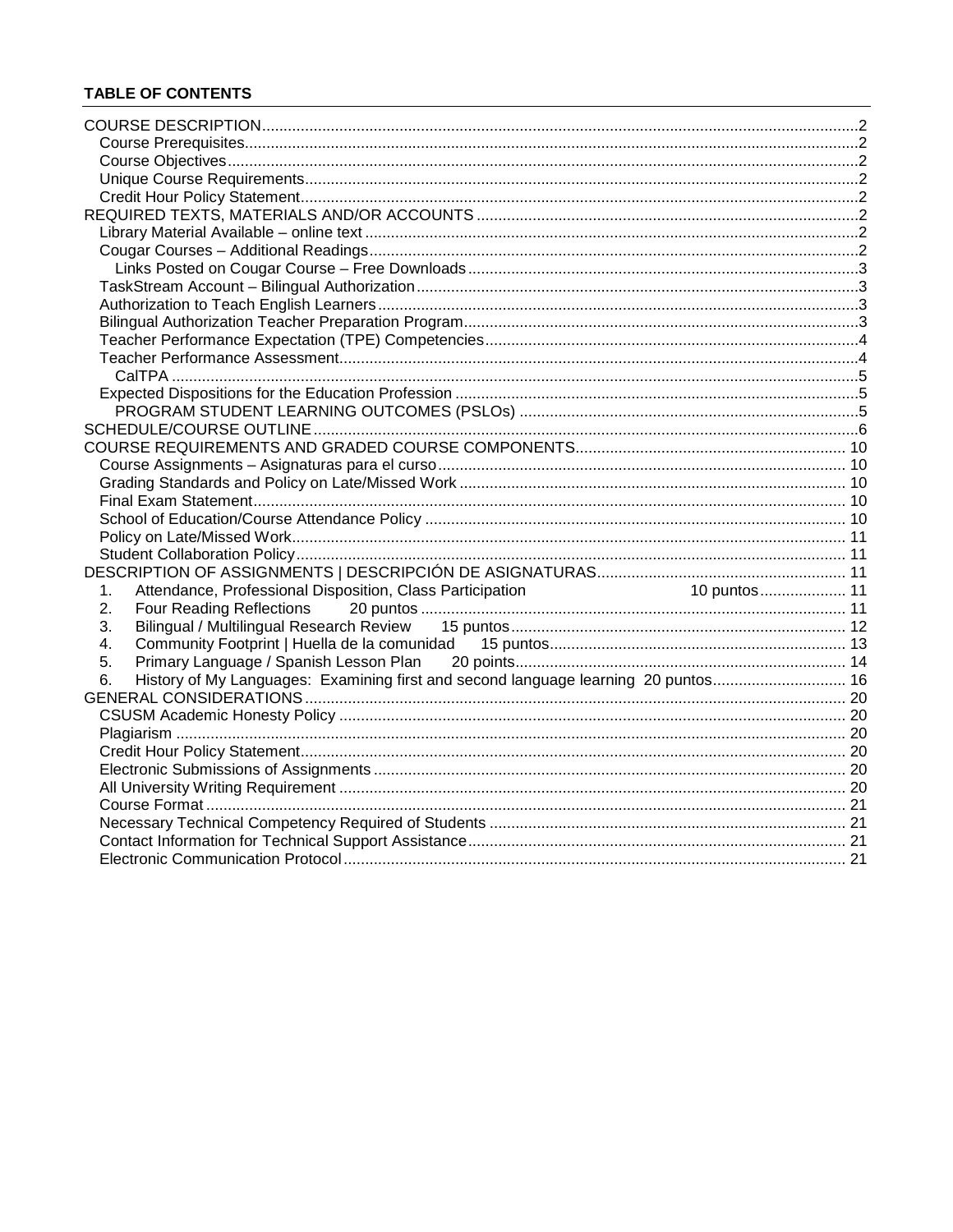**TABLE OF CONTENTS**

- COURSE DESCRIPTION ... 2
  - Course Prerequisites ... 2
  - Course Objectives ... 2
  - Unique Course Requirements ... 2
  - Credit Hour Policy Statement ... 2
- REQUIRED TEXTS, MATERIALS AND/OR ACCOUNTS ... 2
  - Library Material Available – online text ... 2
  - Cougar Courses – Additional Readings ... 2
    - Links Posted on Cougar Course – Free Downloads ... 3
  - TaskStream Account – Bilingual Authorization ... 3
  - Authorization to Teach English Learners ... 3
  - Bilingual Authorization Teacher Preparation Program ... 3
  - Teacher Performance Expectation (TPE) Competencies ... 4
  - Teacher Performance Assessment ... 4
    - CalTPA ... 5
  - Expected Dispositions for the Education Profession ... 5
    - PROGRAM STUDENT LEARNING OUTCOMES (PSLOs) ... 5
- SCHEDULE/COURSE OUTLINE ... 6
- COURSE REQUIREMENTS AND GRADED COURSE COMPONENTS ... 10
  - Course Assignments – Asignaturas para el curso ... 10
  - Grading Standards and Policy on Late/Missed Work ... 10
  - Final Exam Statement ... 10
  - School of Education/Course Attendance Policy ... 10
  - Policy on Late/Missed Work ... 11
  - Student Collaboration Policy ... 11
- DESCRIPTION OF ASSIGNMENTS | DESCRIPCIÓN DE ASIGNATURAS ... 11
  1. Attendance, Professional Disposition, Class Participation 10 puntos ... 11
  2. Four Reading Reflections 20 puntos ... 11
  3. Bilingual / Multilingual Research Review 15 puntos ... 12
  4. Community Footprint | Huella de la comunidad 15 puntos ... 13
  5. Primary Language / Spanish Lesson Plan 20 points ... 14
  6. History of My Languages: Examining first and second language learning 20 puntos ... 16
- GENERAL CONSIDERATIONS ... 20
  - CSUSM Academic Honesty Policy ... 20
  - Plagiarism ... 20
  - Credit Hour Policy Statement ... 20
  - Electronic Submissions of Assignments ... 20
  - All University Writing Requirement ... 20
  - Course Format ... 21
  - Necessary Technical Competency Required of Students ... 21
  - Contact Information for Technical Support Assistance ... 21
  - Electronic Communication Protocol ... 21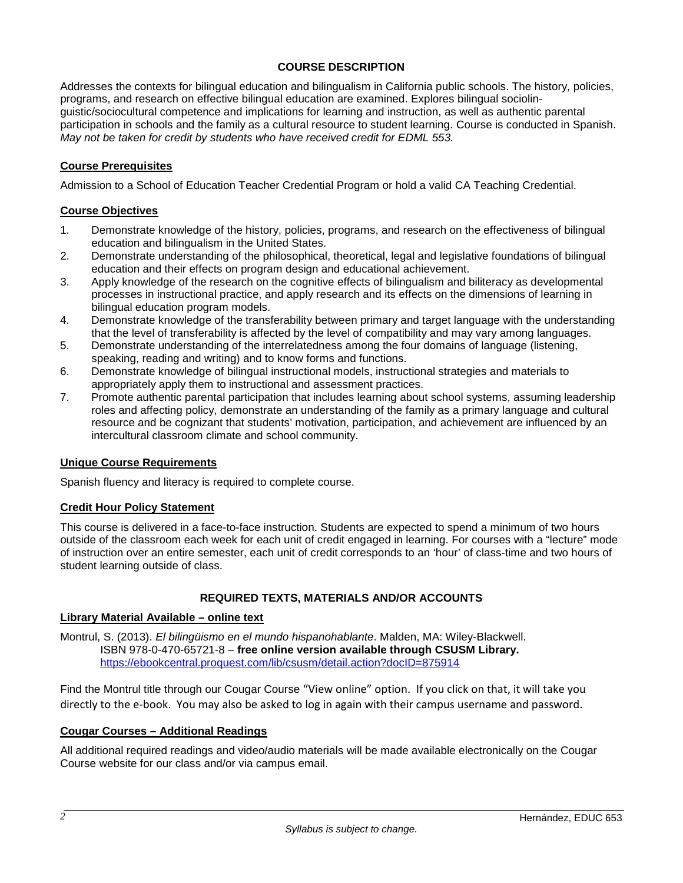## COURSE DESCRIPTION

Addresses the contexts for bilingual education and bilingualism in California public schools. The history, policies, programs, and research on effective bilingual education are examined. Explores bilingual sociolinguistic/sociocultural competence and implications for learning and instruction, as well as authentic parental participation in schools and the family as a cultural resource to student learning. Course is conducted in Spanish. *May not be taken for credit by students who have received credit for EDML 553.*

### Course Prerequisites

Admission to a School of Education Teacher Credential Program or hold a valid CA Teaching Credential.

### Course Objectives

1. Demonstrate knowledge of the history, policies, programs, and research on the effectiveness of bilingual education and bilingualism in the United States.
2. Demonstrate understanding of the philosophical, theoretical, legal and legislative foundations of bilingual education and their effects on program design and educational achievement.
3. Apply knowledge of the research on the cognitive effects of bilingualism and biliteracy as developmental processes in instructional practice, and apply research and its effects on the dimensions of learning in bilingual education program models.
4. Demonstrate knowledge of the transferability between primary and target language with the understanding that the level of transferability is affected by the level of compatibility and may vary among languages.
5. Demonstrate understanding of the interrelatedness among the four domains of language (listening, speaking, reading and writing) and to know forms and functions.
6. Demonstrate knowledge of bilingual instructional models, instructional strategies and materials to appropriately apply them to instructional and assessment practices.
7. Promote authentic parental participation that includes learning about school systems, assuming leadership roles and affecting policy, demonstrate an understanding of the family as a primary language and cultural resource and be cognizant that students' motivation, participation, and achievement are influenced by an intercultural classroom climate and school community.

### Unique Course Requirements

Spanish fluency and literacy is required to complete course.

### Credit Hour Policy Statement

This course is delivered in a face-to-face instruction. Students are expected to spend a minimum of two hours outside of the classroom each week for each unit of credit engaged in learning. For courses with a "lecture" mode of instruction over an entire semester, each unit of credit corresponds to an 'hour' of class-time and two hours of student learning outside of class.

## REQUIRED TEXTS, MATERIALS AND/OR ACCOUNTS

### Library Material Available – online text

Montrul, S. (2013). *El bilingüismo en el mundo hispanohablante*. Malden, MA: Wiley-Blackwell.
ISBN 978-0-470-65721-8 – **free online version available through CSUSM Library.**
https://ebookcentral.proquest.com/lib/csusm/detail.action?docID=875914

Find the Montrul title through our Cougar Course "View online" option. If you click on that, it will take you directly to the e-book. You may also be asked to log in again with their campus username and password.

### Cougar Courses – Additional Readings

All additional required readings and video/audio materials will be made available electronically on the Cougar Course website for our class and/or via campus email.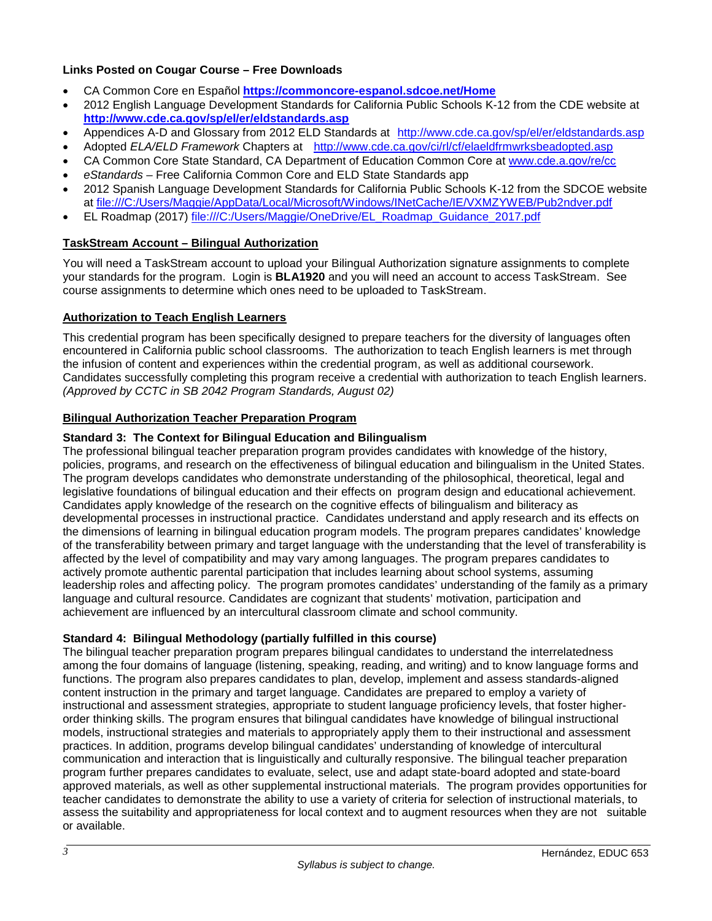### Links Posted on Cougar Course – Free Downloads

- CA Common Core en Español **https://commoncore-espanol.sdcoe.net/Home**
- 2012 English Language Development Standards for California Public Schools K-12 from the CDE website at **http://www.cde.ca.gov/sp/el/er/eldstandards.asp**
- Appendices A-D and Glossary from 2012 ELD Standards at http://www.cde.ca.gov/sp/el/er/eldstandards.asp
- Adopted *ELA/ELD Framework* Chapters at http://www.cde.ca.gov/ci/rl/cf/elaeldfrmwrksbeadopted.asp
- CA Common Core State Standard, CA Department of Education Common Core at www.cde.a.gov/re/cc
- *eStandards* – Free California Common Core and ELD State Standards app
- 2012 Spanish Language Development Standards for California Public Schools K-12 from the SDCOE website at file:///C:/Users/Maggie/AppData/Local/Microsoft/Windows/INetCache/IE/VXMZYWEB/Pub2ndver.pdf
- EL Roadmap (2017) file:///C:/Users/Maggie/OneDrive/EL_Roadmap_Guidance_2017.pdf

## TaskStream Account – Bilingual Authorization

You will need a TaskStream account to upload your Bilingual Authorization signature assignments to complete your standards for the program. Login is **BLA1920** and you will need an account to access TaskStream. See course assignments to determine which ones need to be uploaded to TaskStream.

## Authorization to Teach English Learners

This credential program has been specifically designed to prepare teachers for the diversity of languages often encountered in California public school classrooms. The authorization to teach English learners is met through the infusion of content and experiences within the credential program, as well as additional coursework. Candidates successfully completing this program receive a credential with authorization to teach English learners. *(Approved by CCTC in SB 2042 Program Standards, August 02)*

## Bilingual Authorization Teacher Preparation Program

### Standard 3: The Context for Bilingual Education and Bilingualism

The professional bilingual teacher preparation program provides candidates with knowledge of the history, policies, programs, and research on the effectiveness of bilingual education and bilingualism in the United States. The program develops candidates who demonstrate understanding of the philosophical, theoretical, legal and legislative foundations of bilingual education and their effects on program design and educational achievement. Candidates apply knowledge of the research on the cognitive effects of bilingualism and biliteracy as developmental processes in instructional practice. Candidates understand and apply research and its effects on the dimensions of learning in bilingual education program models. The program prepares candidates' knowledge of the transferability between primary and target language with the understanding that the level of transferability is affected by the level of compatibility and may vary among languages. The program prepares candidates to actively promote authentic parental participation that includes learning about school systems, assuming leadership roles and affecting policy. The program promotes candidates' understanding of the family as a primary language and cultural resource. Candidates are cognizant that students' motivation, participation and achievement are influenced by an intercultural classroom climate and school community.

### Standard 4: Bilingual Methodology (partially fulfilled in this course)

The bilingual teacher preparation program prepares bilingual candidates to understand the interrelatedness among the four domains of language (listening, speaking, reading, and writing) and to know language forms and functions. The program also prepares candidates to plan, develop, implement and assess standards-aligned content instruction in the primary and target language. Candidates are prepared to employ a variety of instructional and assessment strategies, appropriate to student language proficiency levels, that foster higher-order thinking skills. The program ensures that bilingual candidates have knowledge of bilingual instructional models, instructional strategies and materials to appropriately apply them to their instructional and assessment practices. In addition, programs develop bilingual candidates' understanding of knowledge of intercultural communication and interaction that is linguistically and culturally responsive. The bilingual teacher preparation program further prepares candidates to evaluate, select, use and adapt state-board adopted and state-board approved materials, as well as other supplemental instructional materials. The program provides opportunities for teacher candidates to demonstrate the ability to use a variety of criteria for selection of instructional materials, to assess the suitability and appropriateness for local context and to augment resources when they are not suitable or available.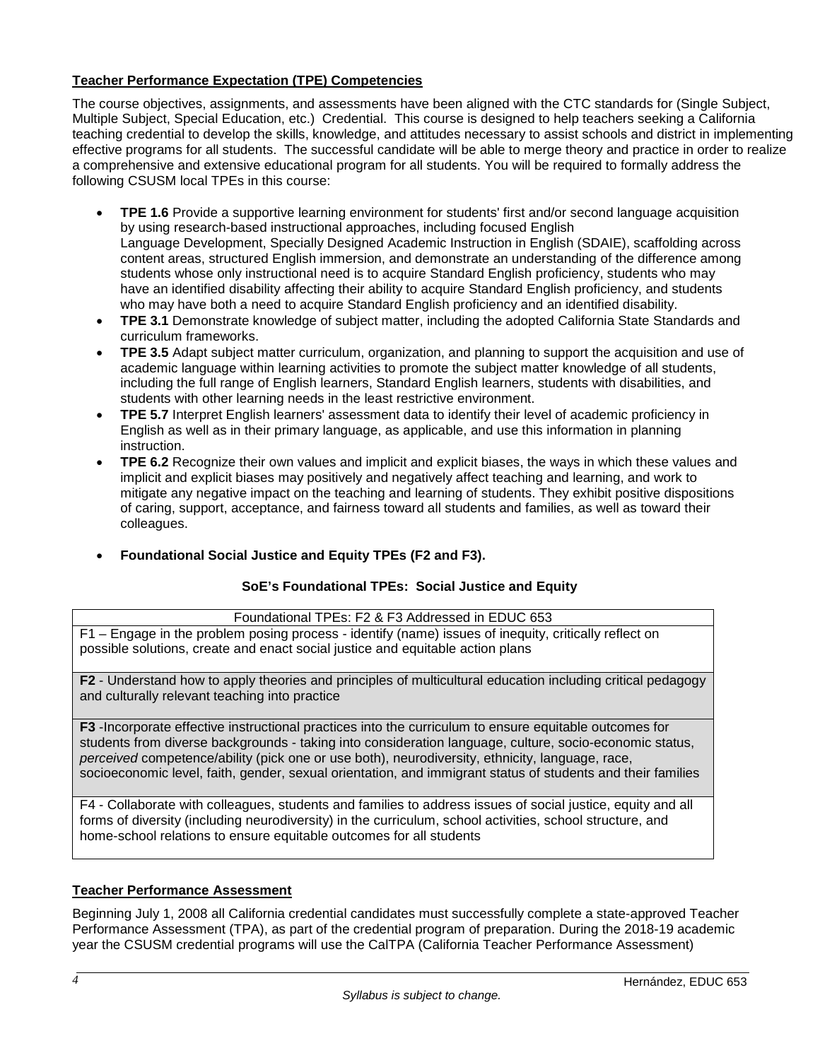**Teacher Performance Expectation (TPE) Competencies**

The course objectives, assignments, and assessments have been aligned with the CTC standards for (Single Subject, Multiple Subject, Special Education, etc.) Credential. This course is designed to help teachers seeking a California teaching credential to develop the skills, knowledge, and attitudes necessary to assist schools and district in implementing effective programs for all students. The successful candidate will be able to merge theory and practice in order to realize a comprehensive and extensive educational program for all students. You will be required to formally address the following CSUSM local TPEs in this course:

- **TPE 1.6** Provide a supportive learning environment for students' first and/or second language acquisition by using research-based instructional approaches, including focused English Language Development, Specially Designed Academic Instruction in English (SDAIE), scaffolding across content areas, structured English immersion, and demonstrate an understanding of the difference among students whose only instructional need is to acquire Standard English proficiency, students who may have an identified disability affecting their ability to acquire Standard English proficiency, and students who may have both a need to acquire Standard English proficiency and an identified disability.
- **TPE 3.1** Demonstrate knowledge of subject matter, including the adopted California State Standards and curriculum frameworks.
- **TPE 3.5** Adapt subject matter curriculum, organization, and planning to support the acquisition and use of academic language within learning activities to promote the subject matter knowledge of all students, including the full range of English learners, Standard English learners, students with disabilities, and students with other learning needs in the least restrictive environment.
- **TPE 5.7** Interpret English learners' assessment data to identify their level of academic proficiency in English as well as in their primary language, as applicable, and use this information in planning instruction.
- **TPE 6.2** Recognize their own values and implicit and explicit biases, the ways in which these values and implicit and explicit biases may positively and negatively affect teaching and learning, and work to mitigate any negative impact on the teaching and learning of students. They exhibit positive dispositions of caring, support, acceptance, and fairness toward all students and families, as well as toward their colleagues.
- **Foundational Social Justice and Equity TPEs (F2 and F3).**

**SoE's Foundational TPEs: Social Justice and Equity**

| Foundational TPEs: F2 & F3 Addressed in EDUC 653 |
|---|
| F1 – Engage in the problem posing process - identify (name) issues of inequity, critically reflect on possible solutions, create and enact social justice and equitable action plans |
| **F2** - Understand how to apply theories and principles of multicultural education including critical pedagogy and culturally relevant teaching into practice |
| **F3** -Incorporate effective instructional practices into the curriculum to ensure equitable outcomes for students from diverse backgrounds - taking into consideration language, culture, socio-economic status, *perceived* competence/ability (pick one or use both), neurodiversity, ethnicity, language, race, socioeconomic level, faith, gender, sexual orientation, and immigrant status of students and their families |
| F4 - Collaborate with colleagues, students and families to address issues of social justice, equity and all forms of diversity (including neurodiversity) in the curriculum, school activities, school structure, and home-school relations to ensure equitable outcomes for all students |

**Teacher Performance Assessment**

Beginning July 1, 2008 all California credential candidates must successfully complete a state-approved Teacher Performance Assessment (TPA), as part of the credential program of preparation. During the 2018-19 academic year the CSUSM credential programs will use the CalTPA (California Teacher Performance Assessment)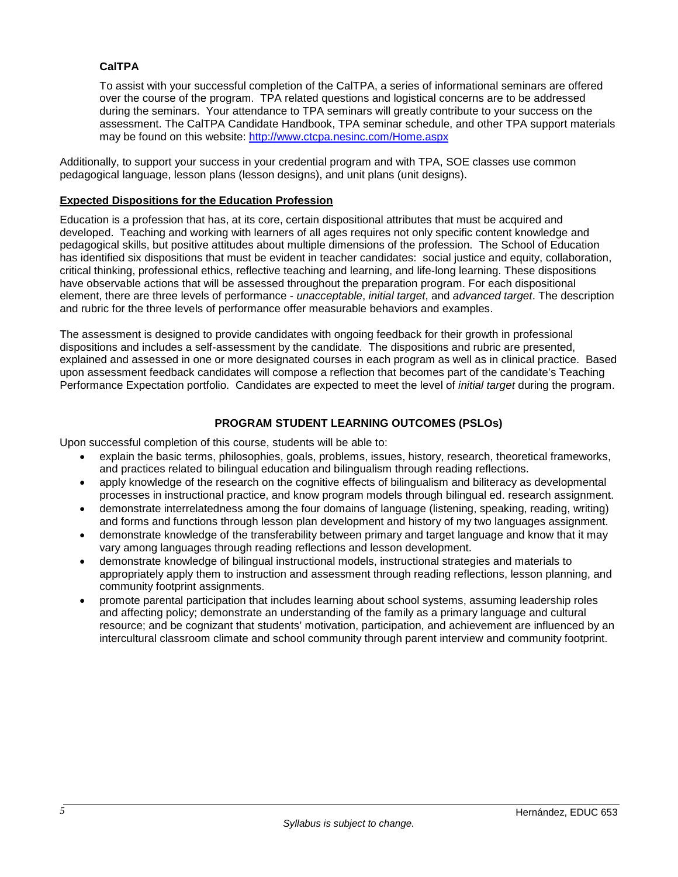### CalTPA

To assist with your successful completion of the CalTPA, a series of informational seminars are offered over the course of the program. TPA related questions and logistical concerns are to be addressed during the seminars. Your attendance to TPA seminars will greatly contribute to your success on the assessment. The CalTPA Candidate Handbook, TPA seminar schedule, and other TPA support materials may be found on this website: [http://www.ctcpa.nesinc.com/Home.aspx](http://www.ctcpa.nesinc.com/Home.aspx)

Additionally, to support your success in your credential program and with TPA, SOE classes use common pedagogical language, lesson plans (lesson designs), and unit plans (unit designs).

**Expected Dispositions for the Education Profession**

Education is a profession that has, at its core, certain dispositional attributes that must be acquired and developed. Teaching and working with learners of all ages requires not only specific content knowledge and pedagogical skills, but positive attitudes about multiple dimensions of the profession. The School of Education has identified six dispositions that must be evident in teacher candidates: social justice and equity, collaboration, critical thinking, professional ethics, reflective teaching and learning, and life-long learning. These dispositions have observable actions that will be assessed throughout the preparation program. For each dispositional element, there are three levels of performance - *unacceptable*, *initial target*, and *advanced target*. The description and rubric for the three levels of performance offer measurable behaviors and examples.

The assessment is designed to provide candidates with ongoing feedback for their growth in professional dispositions and includes a self-assessment by the candidate. The dispositions and rubric are presented, explained and assessed in one or more designated courses in each program as well as in clinical practice. Based upon assessment feedback candidates will compose a reflection that becomes part of the candidate's Teaching Performance Expectation portfolio. Candidates are expected to meet the level of *initial target* during the program.

## PROGRAM STUDENT LEARNING OUTCOMES (PSLOs)

Upon successful completion of this course, students will be able to:

- explain the basic terms, philosophies, goals, problems, issues, history, research, theoretical frameworks, and practices related to bilingual education and bilingualism through reading reflections.
- apply knowledge of the research on the cognitive effects of bilingualism and biliteracy as developmental processes in instructional practice, and know program models through bilingual ed. research assignment.
- demonstrate interrelatedness among the four domains of language (listening, speaking, reading, writing) and forms and functions through lesson plan development and history of my two languages assignment.
- demonstrate knowledge of the transferability between primary and target language and know that it may vary among languages through reading reflections and lesson development.
- demonstrate knowledge of bilingual instructional models, instructional strategies and materials to appropriately apply them to instruction and assessment through reading reflections, lesson planning, and community footprint assignments.
- promote parental participation that includes learning about school systems, assuming leadership roles and affecting policy; demonstrate an understanding of the family as a primary language and cultural resource; and be cognizant that students' motivation, participation, and achievement are influenced by an intercultural classroom climate and school community through parent interview and community footprint.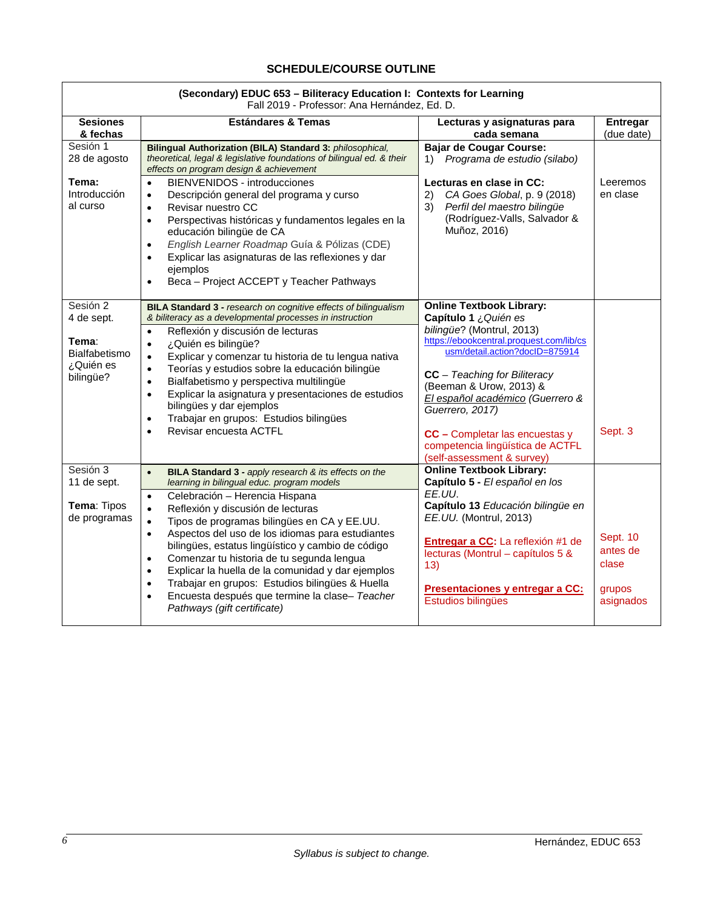## SCHEDULE/COURSE OUTLINE

**(Secondary) EDUC 653 – Biliteracy Education I: Contexts for Learning**
Fall 2019 - Professor: Ana Hernández, Ed. D.

| Sesiones & fechas | Estándares & Temas | Lecturas y asignaturas para cada semana | Entregar (due date) |
|---|---|---|---|
| Sesión 1<br>28 de agosto<br><br>**Tema:** Introducción al curso | **Bilingual Authorization (BILA) Standard 3:** *philosophical, theoretical, legal & legislative foundations of bilingual ed. & their effects on program design & achievement*<br>• BIENVENIDOS - introducciones<br>• Descripción general del programa y curso<br>• Revisar nuestro CC<br>• Perspectivas históricas y fundamentos legales en la educación bilingüe de CA<br>• *English Learner Roadmap* Guía & Pólizas (CDE)<br>• Explicar las asignaturas de las reflexiones y dar ejemplos<br>• Beca – Project ACCEPT y Teacher Pathways | **Bajar de Cougar Course:**<br>1) *Programa de estudio (silabo)*<br><br>**Lecturas en clase in CC:**<br>2) *CA Goes Global*, p. 9 (2018)<br>3) *Perfil del maestro bilingüe* (Rodríguez-Valls, Salvador & Muñoz, 2016) | Leeremos en clase |
| Sesión 2<br>4 de sept.<br><br>**Tema**: Bialfabetismo ¿Quién es bilingüe? | **BILA Standard 3 -** *research on cognitive effects of bilingualism & biliteracy as a developmental processes in instruction*<br>• Reflexión y discusión de lecturas<br>• ¿Quién es bilingüe?<br>• Explicar y comenzar tu historia de tu lengua nativa<br>• Teorías y estudios sobre la educación bilingüe<br>• Bialfabetismo y perspectiva multilingüe<br>• Explicar la asignatura y presentaciones de estudios bilingües y dar ejemplos<br>• Trabajar en grupos: Estudios bilingües<br>• Revisar encuesta ACTFL | **Online Textbook Library:**<br>**Capítulo 1** *¿Quién es bilingüe*? (Montrul, 2013)<br>https://ebookcentral.proquest.com/lib/csusm/detail.action?docID=875914<br><br>**CC** – *Teaching for Biliteracy* (Beeman & Urow, 2013) & <u>*El español académico*</u> *(Guerrero & Guerrero, 2017)*<br><br>**CC –** Completar las encuestas y competencia lingüística de ACTFL (self-assessment & survey) | Sept. 3 |
| Sesión 3<br>11 de sept.<br><br>**Tema**: Tipos de programas | • **BILA Standard 3 -** *apply research & its effects on the learning in bilingual educ. program models*<br>• Celebración – Herencia Hispana<br>• Reflexión y discusión de lecturas<br>• Tipos de programas bilingües en CA y EE.UU.<br>• Aspectos del uso de los idiomas para estudiantes bilingües, estatus lingüístico y cambio de código<br>• Comenzar tu historia de tu segunda lengua<br>• Explicar la huella de la comunidad y dar ejemplos<br>• Trabajar en grupos: Estudios bilingües & Huella<br>• Encuesta después que termine la clase– *Teacher Pathways (gift certificate)* | **Online Textbook Library:**<br>**Capítulo 5 -** *El español en los EE.UU.*<br>**Capítulo 13** *Educación bilingüe en EE.UU.* (Montrul, 2013)<br><br>**<u>Entregar a CC</u>:** La reflexión #1 de lecturas (Montrul – capítulos 5 & 13)<br><br>**<u>Presentaciones y entregar a CC:</u>** Estudios bilingües | Sept. 10 antes de clase<br><br>grupos asignados |

*Syllabus is subject to change.*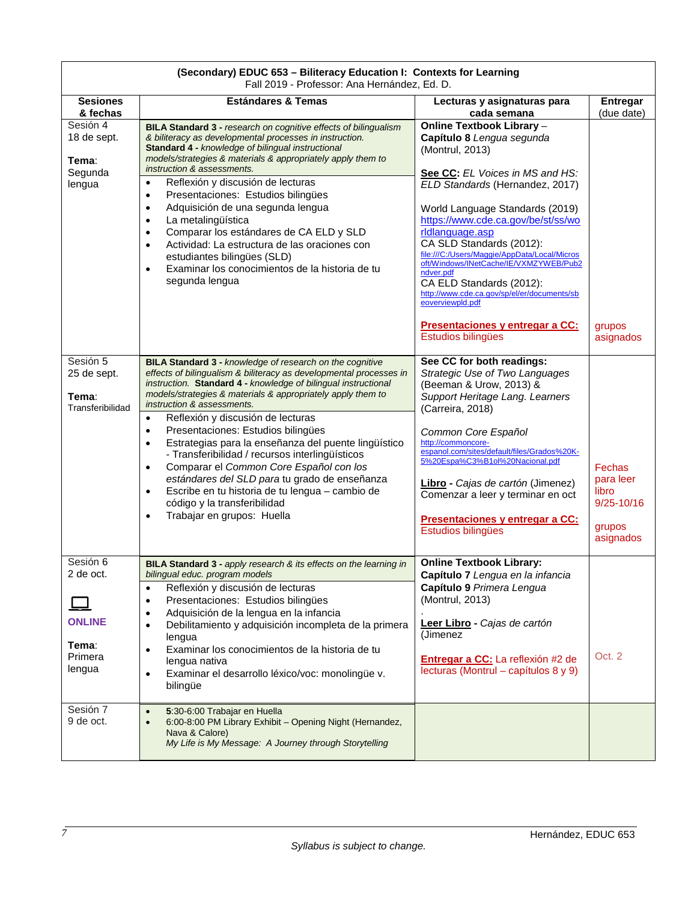**(Secondary) EDUC 653 – Biliteracy Education I: Contexts for Learning**
Fall 2019 - Professor: Ana Hernández, Ed. D.

| Sesiones & fechas | Estándares & Temas | Lecturas y asignaturas para cada semana | Entregar (due date) |
|---|---|---|---|
| Sesión 4<br>18 de sept.<br><br>**Tema**: Segunda lengua | **BILA Standard 3 -** *research on cognitive effects of bilingualism & biliteracy as developmental processes in instruction.* **Standard 4 -** *knowledge of bilingual instructional models/strategies & materials & appropriately apply them to instruction & assessments.*<br>• Reflexión y discusión de lecturas<br>• Presentaciones: Estudios bilingües<br>• Adquisición de una segunda lengua<br>• La metalingüística<br>• Comparar los estándares de CA ELD y SLD<br>• Actividad: La estructura de las oraciones con estudiantes bilingües (SLD)<br>• Examinar los conocimientos de la historia de tu segunda lengua | **Online Textbook Library** – **Capítulo 8** *Lengua segunda* (Montrul, 2013)<br><br>**See CC**: *EL Voices in MS and HS: ELD Standards* (Hernandez, 2017)<br><br>World Language Standards (2019) https://www.cde.ca.gov/be/st/ss/worldlanguage.asp<br>CA SLD Standards (2012): file:///C:/Users/Maggie/AppData/Local/Microsoft/Windows/INetCache/IE/VXMZYWEB/Pub2ndver.pdf<br>CA ELD Standards (2012): http://www.cde.ca.gov/sp/el/er/documents/sbeoverviewpld.pdf<br><br>**Presentaciones y entregar a CC:** Estudios bilingües | grupos asignados |
| Sesión 5<br>25 de sept.<br><br>**Tema**: Transferibilidad | **BILA Standard 3 -** *knowledge of research on the cognitive effects of bilingualism & biliteracy as developmental processes in instruction.* **Standard 4 -** *knowledge of bilingual instructional models/strategies & materials & appropriately apply them to instruction & assessments.*<br>• Reflexión y discusión de lecturas<br>• Presentaciones: Estudios bilingües<br>• Estrategias para la enseñanza del puente lingüístico - Transferibilidad / recursos interlingüísticos<br>• Comparar el *Common Core Español con los estándares del SLD para* tu grado de enseñanza<br>• Escribe en tu historia de tu lengua – cambio de código y la transferibilidad<br>• Trabajar en grupos: Huella | **See CC for both readings:** *Strategic Use of Two Languages* (Beeman & Urow, 2013) & *Support Heritage Lang. Learners* (Carreira, 2018)<br><br>*Common Core Español* http://commoncore-espanol.com/sites/default/files/Grados%20K-5%20Espa%C3%B1ol%20Nacional.pdf<br><br>**Libro** - *Cajas de cartón* (Jimenez) Comenzar a leer y terminar en oct<br><br>**Presentaciones y entregar a CC:** Estudios bilingües | Fechas para leer libro 9/25-10/16<br><br>grupos asignados |
| Sesión 6<br>2 de oct.<br><br>**ONLINE**<br><br>**Tema**: Primera lengua | **BILA Standard 3 -** *apply research & its effects on the learning in bilingual educ. program models*<br>• Reflexión y discusión de lecturas<br>• Presentaciones: Estudios bilingües<br>• Adquisición de la lengua en la infancia<br>• Debilitamiento y adquisición incompleta de la primera lengua<br>• Examinar los conocimientos de la historia de tu lengua nativa<br>• Examinar el desarrollo léxico/voc: monolingüe v. bilingüe | **Online Textbook Library:** **Capítulo 7** *Lengua en la infancia* **Capítulo 9** *Primera Lengua* (Montrul, 2013)<br>.<br>**Leer Libro** - *Cajas de cartón* (Jimenez<br><br>**Entregar a CC:** La reflexión #2 de lecturas (Montrul – capítulos 8 y 9) | Oct. 2 |
| Sesión 7<br>9 de oct. | • 5:30-6:00 Trabajar en Huella<br>• 6:00-8:00 PM Library Exhibit – Opening Night (Hernandez, Nava & Calore) *My Life is My Message: A Journey through Storytelling* | | |

*Syllabus is subject to change.*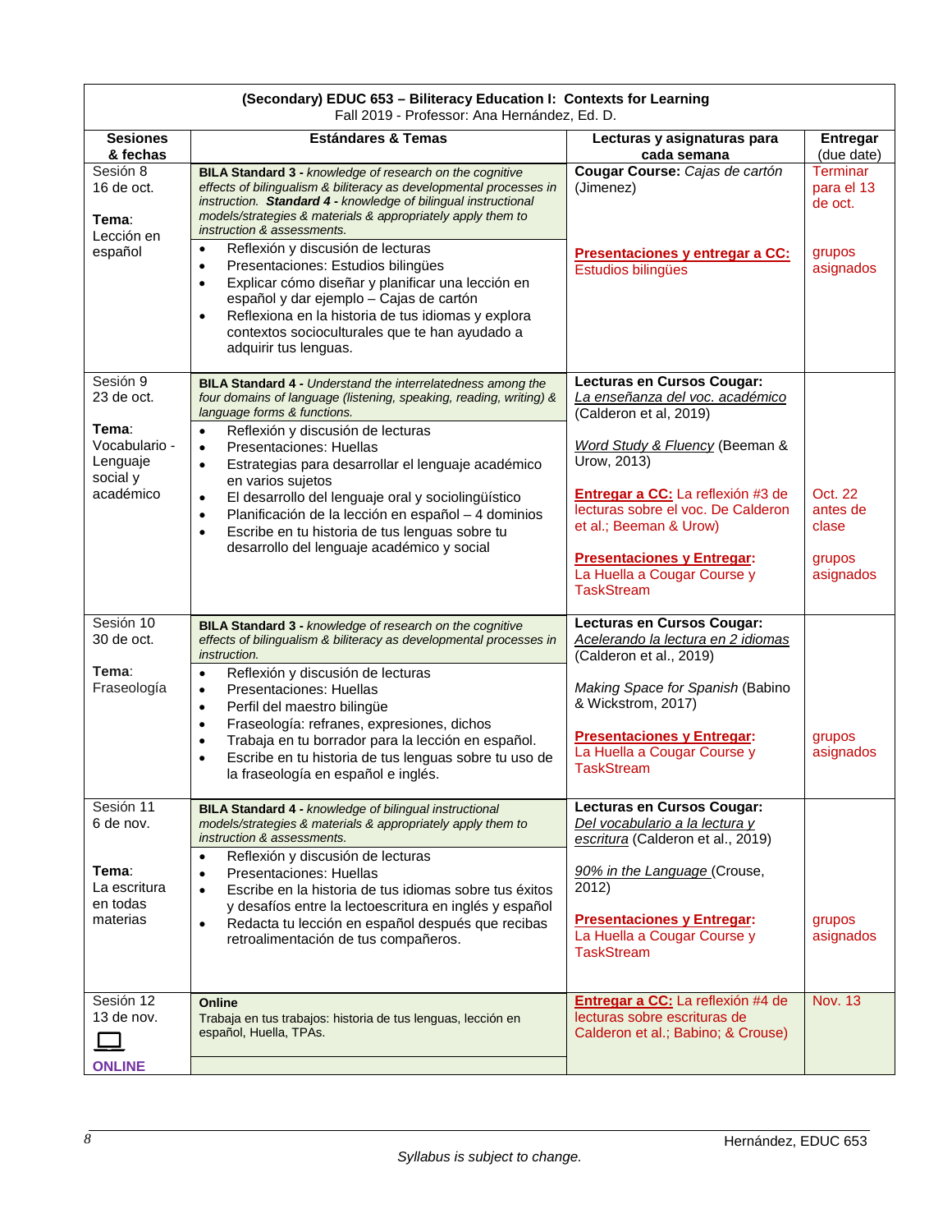**(Secondary) EDUC 653 – Biliteracy Education I: Contexts for Learning**
Fall 2019 - Professor: Ana Hernández, Ed. D.

| Sesiones & fechas | Estándares & Temas | Lecturas y asignaturas para cada semana | Entregar (due date) |
|---|---|---|---|
| Sesión 8<br>16 de oct.<br><br>**Tema**:<br>Lección en español | **BILA Standard 3 -** *knowledge of research on the cognitive effects of bilingualism & biliteracy as developmental processes in instruction.* ***Standard 4 -*** *knowledge of bilingual instructional models/strategies & materials & appropriately apply them to instruction & assessments.*<br>• Reflexión y discusión de lecturas<br>• Presentaciones: Estudios bilingües<br>• Explicar cómo diseñar y planificar una lección en español y dar ejemplo – Cajas de cartón<br>• Reflexiona en la historia de tus idiomas y explora contextos socioculturales que te han ayudado a adquirir tus lenguas. | **Cougar Course:** *Cajas de cartón* (Jimenez)<br><br>**Presentaciones y entregar a CC:** Estudios bilingües | Terminar para el 13 de oct.<br><br>grupos asignados |
| Sesión 9<br>23 de oct.<br><br>**Tema**:<br>Vocabulario - Lenguaje social y académico | **BILA Standard 4 -** *Understand the interrelatedness among the four domains of language (listening, speaking, reading, writing) & language forms & functions.*<br>• Reflexión y discusión de lecturas<br>• Presentaciones: Huellas<br>• Estrategias para desarrollar el lenguaje académico en varios sujetos<br>• El desarrollo del lenguaje oral y sociolingüístico<br>• Planificación de la lección en español – 4 dominios<br>• Escribe en tu historia de tus lenguas sobre tu desarrollo del lenguaje académico y social | **Lecturas en Cursos Cougar:**<br>La enseñanza del voc. académico (Calderon et al, 2019)<br><br>*Word Study & Fluency* (Beeman & Urow, 2013)<br><br>**Entregar a CC:** La reflexión #3 de lecturas sobre el voc. De Calderon et al.; Beeman & Urow)<br><br>**Presentaciones y Entregar:** La Huella a Cougar Course y TaskStream | Oct. 22 antes de clase<br><br>grupos asignados |
| Sesión 10<br>30 de oct.<br><br>**Tema**:<br>Fraseología | **BILA Standard 3 -** *knowledge of research on the cognitive effects of bilingualism & biliteracy as developmental processes in instruction.*<br>• Reflexión y discusión de lecturas<br>• Presentaciones: Huellas<br>• Perfil del maestro bilingüe<br>• Fraseología: refranes, expresiones, dichos<br>• Trabaja en tu borrador para la lección en español.<br>• Escribe en tu historia de tus lenguas sobre tu uso de la fraseología en español e inglés. | **Lecturas en Cursos Cougar:**<br>Acelerando la lectura en 2 idiomas (Calderon et al., 2019)<br><br>*Making Space for Spanish* (Babino & Wickstrom, 2017)<br><br>**Presentaciones y Entregar:** La Huella a Cougar Course y TaskStream | grupos asignados |
| Sesión 11<br>6 de nov.<br><br>**Tema**:<br>La escritura en todas materias | **BILA Standard 4 -** *knowledge of bilingual instructional models/strategies & materials & appropriately apply them to instruction & assessments.*<br>• Reflexión y discusión de lecturas<br>• Presentaciones: Huellas<br>• Escribe en la historia de tus idiomas sobre tus éxitos y desafíos entre la lectoescritura en inglés y español<br>• Redacta tu lección en español después que recibas retroalimentación de tus compañeros. | **Lecturas en Cursos Cougar:**<br>Del vocabulario a la lectura y escritura (Calderon et al., 2019)<br><br>90% in the Language (Crouse, 2012)<br><br>**Presentaciones y Entregar:** La Huella a Cougar Course y TaskStream | grupos asignados |
| Sesión 12<br>13 de nov.<br><br>**ONLINE** | **Online**<br>Trabaja en tus trabajos: historia de tus lenguas, lección en español, Huella, TPAs. | **Entregar a CC:** La reflexión #4 de lecturas sobre escrituras de Calderon et al.; Babino; & Crouse) | Nov. 13 |

*Syllabus is subject to change.*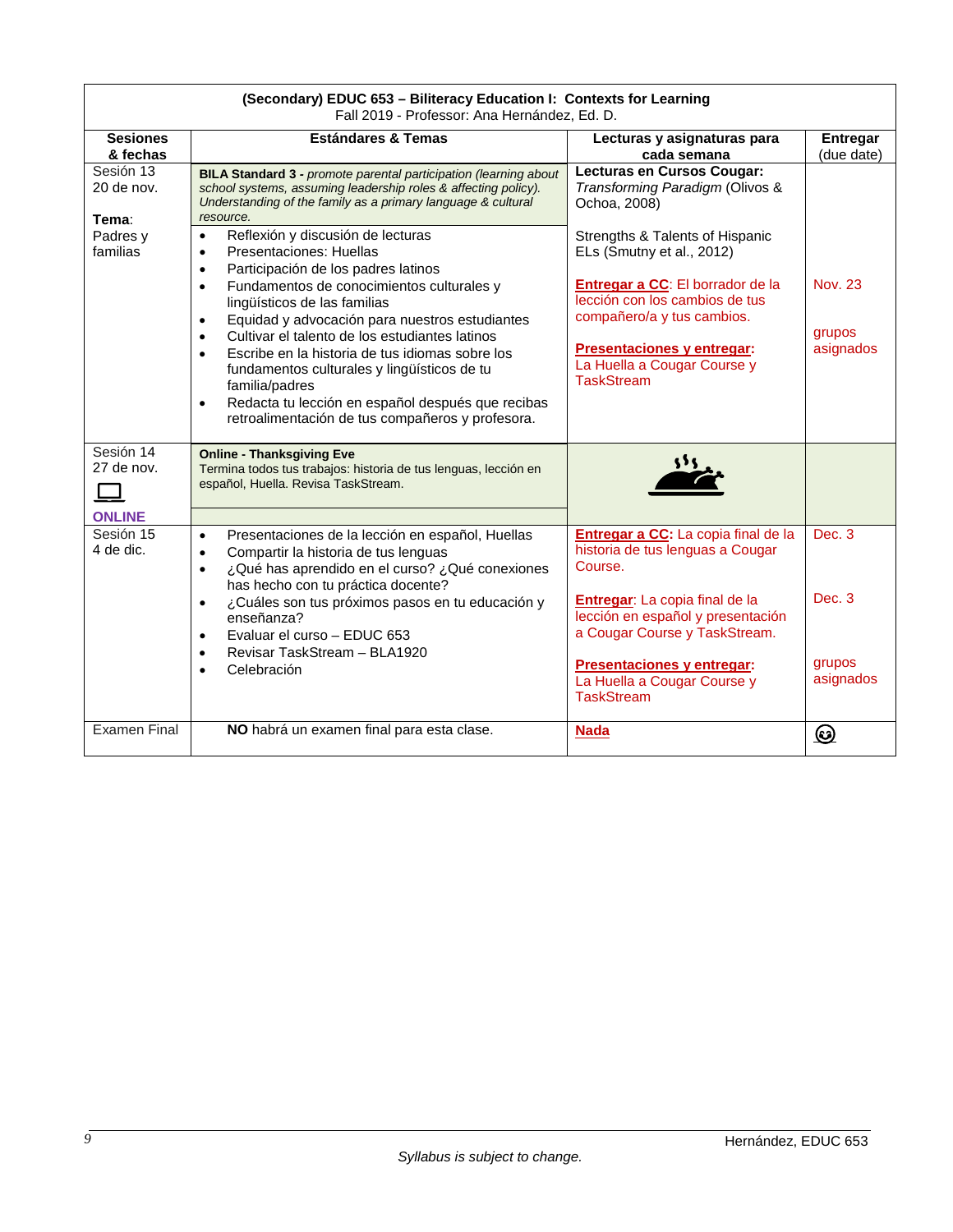**(Secondary) EDUC 653 – Biliteracy Education I: Contexts for Learning**
Fall 2019 - Professor: Ana Hernández, Ed. D.

| Sesiones & fechas | Estándares & Temas | Lecturas y asignaturas para cada semana | Entregar (due date) |
|---|---|---|---|
| Sesión 13<br>20 de nov.<br><br>**Tema**:<br>Padres y familias | **BILA Standard 3 -** *promote parental participation (learning about school systems, assuming leadership roles & affecting policy). Understanding of the family as a primary language & cultural resource.*<br><br>• Reflexión y discusión de lecturas<br>• Presentaciones: Huellas<br>• Participación de los padres latinos<br>• Fundamentos de conocimientos culturales y lingüísticos de las familias<br>• Equidad y advocación para nuestros estudiantes<br>• Cultivar el talento de los estudiantes latinos<br>• Escribe en la historia de tus idiomas sobre los fundamentos culturales y lingüísticos de tu familia/padres<br>• Redacta tu lección en español después que recibas retroalimentación de tus compañeros y profesora. | **Lecturas en Cursos Cougar:**<br>*Transforming Paradigm* (Olivos & Ochoa, 2008)<br><br>Strengths & Talents of Hispanic ELs (Smutny et al., 2012)<br><br>**Entregar a CC**: El borrador de la lección con los cambios de tus compañero/a y tus cambios.<br><br>**Presentaciones y entregar:** La Huella a Cougar Course y TaskStream | <br><br><br><br>Nov. 23<br><br>grupos asignados |
| Sesión 14<br>27 de nov.<br><br>**ONLINE** | **Online - Thanksgiving Eve**<br>Termina todos tus trabajos: historia de tus lenguas, lección en español, Huella. Revisa TaskStream. | | |
| Sesión 15<br>4 de dic. | • Presentaciones de la lección en español, Huellas<br>• Compartir la historia de tus lenguas<br>• ¿Qué has aprendido en el curso? ¿Qué conexiones has hecho con tu práctica docente?<br>• ¿Cuáles son tus próximos pasos en tu educación y enseñanza?<br>• Evaluar el curso – EDUC 653<br>• Revisar TaskStream – BLA1920<br>• Celebración | **Entregar a CC:** La copia final de la historia de tus lenguas a Cougar Course.<br><br>**Entregar**: La copia final de la lección en español y presentación a Cougar Course y TaskStream.<br><br>**Presentaciones y entregar:** La Huella a Cougar Course y TaskStream | Dec. 3<br><br><br>Dec. 3<br><br><br>grupos asignados |
| Examen Final | **NO** habrá un examen final para esta clase. | **Nada** | ☺ |

*Syllabus is subject to change.*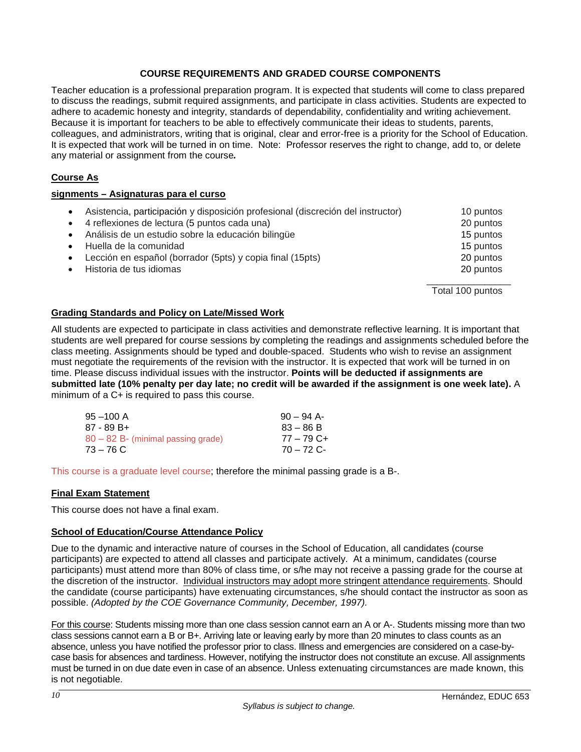## COURSE REQUIREMENTS AND GRADED COURSE COMPONENTS

Teacher education is a professional preparation program. It is expected that students will come to class prepared to discuss the readings, submit required assignments, and participate in class activities. Students are expected to adhere to academic honesty and integrity, standards of dependability, confidentiality and writing achievement. Because it is important for teachers to be able to effectively communicate their ideas to students, parents, colleagues, and administrators, writing that is original, clear and error-free is a priority for the School of Education. It is expected that work will be turned in on time. Note: Professor reserves the right to change, add to, or delete any material or assignment from the course***.***

### Course As

### signments – Asignaturas para el curso

- Asistencia, participación y disposición profesional (discreción del instructor) — 10 puntos
- 4 reflexiones de lectura (5 puntos cada una) — 20 puntos
- Análisis de un estudio sobre la educación bilingüe — 15 puntos
- Huella de la comunidad — 15 puntos
- Lección en español (borrador (5pts) y copia final (15pts) — 20 puntos
- Historia de tus idiomas — 20 puntos

Total 100 puntos

### Grading Standards and Policy on Late/Missed Work

All students are expected to participate in class activities and demonstrate reflective learning. It is important that students are well prepared for course sessions by completing the readings and assignments scheduled before the class meeting. Assignments should be typed and double-spaced. Students who wish to revise an assignment must negotiate the requirements of the revision with the instructor. It is expected that work will be turned in on time. Please discuss individual issues with the instructor. **Points will be deducted if assignments are submitted late (10% penalty per day late; no credit will be awarded if the assignment is one week late).** A minimum of a C+ is required to pass this course.

| | |
|---|---|
| 95 –100 A | 90 – 94 A- |
| 87 - 89 B+ | 83 – 86 B |
| 80 – 82 B- (minimal passing grade) | 77 – 79 C+ |
| 73 – 76 C | 70 – 72 C- |

This course is a graduate level course; therefore the minimal passing grade is a B-.

### Final Exam Statement

This course does not have a final exam.

### School of Education/Course Attendance Policy

Due to the dynamic and interactive nature of courses in the School of Education, all candidates (course participants) are expected to attend all classes and participate actively. At a minimum, candidates (course participants) must attend more than 80% of class time, or s/he may not receive a passing grade for the course at the discretion of the instructor. Individual instructors may adopt more stringent attendance requirements. Should the candidate (course participants) have extenuating circumstances, s/he should contact the instructor as soon as possible. *(Adopted by the COE Governance Community, December, 1997).*

For this course: Students missing more than one class session cannot earn an A or A-. Students missing more than two class sessions cannot earn a B or B+. Arriving late or leaving early by more than 20 minutes to class counts as an absence, unless you have notified the professor prior to class. Illness and emergencies are considered on a case-by-case basis for absences and tardiness. However, notifying the instructor does not constitute an excuse. All assignments must be turned in on due date even in case of an absence. Unless extenuating circumstances are made known, this is not negotiable.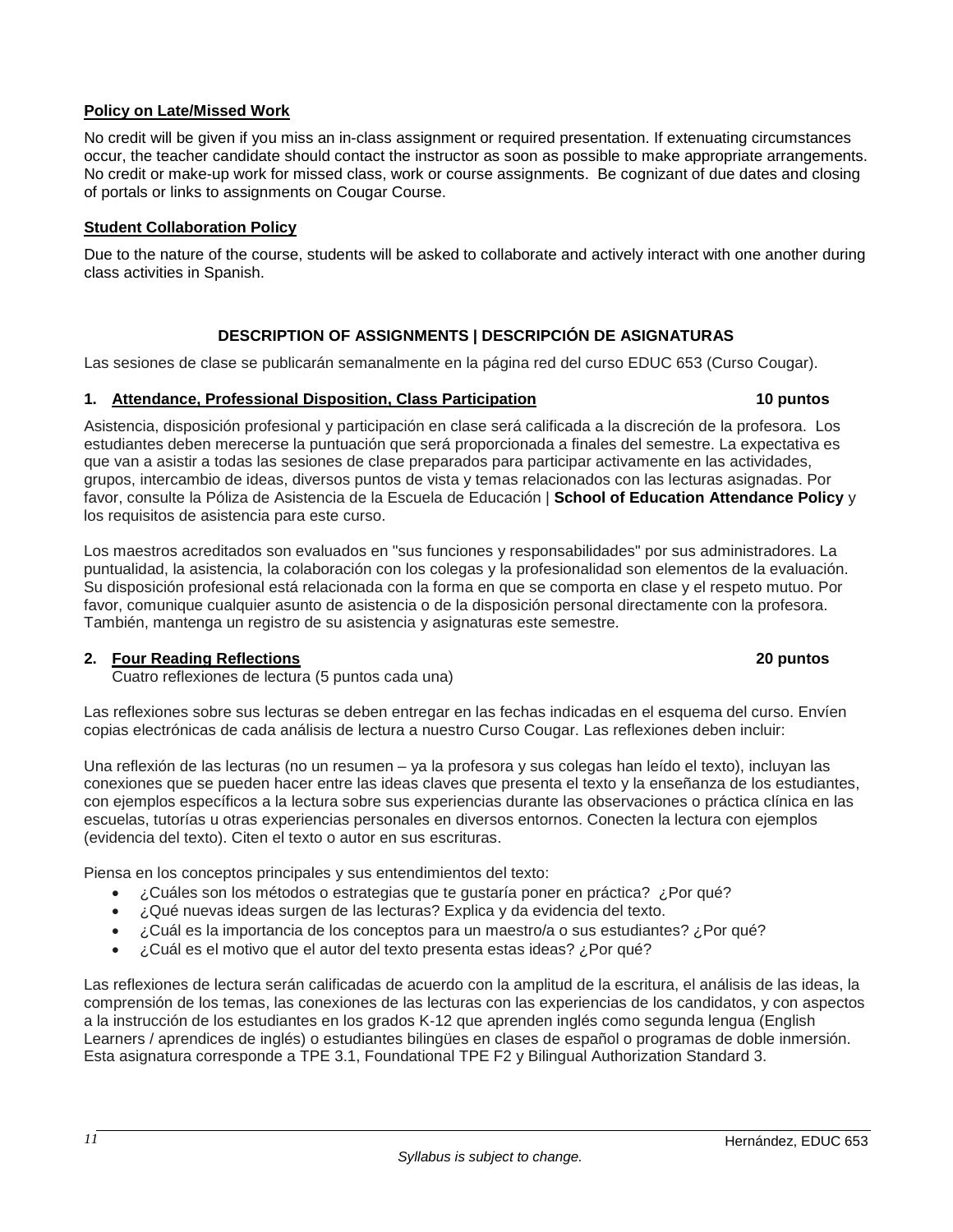**Policy on Late/Missed Work**

No credit will be given if you miss an in-class assignment or required presentation. If extenuating circumstances occur, the teacher candidate should contact the instructor as soon as possible to make appropriate arrangements. No credit or make-up work for missed class, work or course assignments. Be cognizant of due dates and closing of portals or links to assignments on Cougar Course.

**Student Collaboration Policy**

Due to the nature of the course, students will be asked to collaborate and actively interact with one another during class activities in Spanish.

## DESCRIPTION OF ASSIGNMENTS | DESCRIPCIÓN DE ASIGNATURAS

Las sesiones de clase se publicarán semanalmente en la página red del curso EDUC 653 (Curso Cougar).

### 1. Attendance, Professional Disposition, Class Participation — 10 puntos

Asistencia, disposición profesional y participación en clase será calificada a la discreción de la profesora. Los estudiantes deben merecerse la puntuación que será proporcionada a finales del semestre. La expectativa es que van a asistir a todas las sesiones de clase preparados para participar activamente en las actividades, grupos, intercambio de ideas, diversos puntos de vista y temas relacionados con las lecturas asignadas. Por favor, consulte la Póliza de Asistencia de la Escuela de Educación | **School of Education Attendance Policy** y los requisitos de asistencia para este curso.

Los maestros acreditados son evaluados en "sus funciones y responsabilidades" por sus administradores. La puntualidad, la asistencia, la colaboración con los colegas y la profesionalidad son elementos de la evaluación. Su disposición profesional está relacionada con la forma en que se comporta en clase y el respeto mutuo. Por favor, comunique cualquier asunto de asistencia o de la disposición personal directamente con la profesora. También, mantenga un registro de su asistencia y asignaturas este semestre.

### 2. Four Reading Reflections — 20 puntos

Cuatro reflexiones de lectura (5 puntos cada una)

Las reflexiones sobre sus lecturas se deben entregar en las fechas indicadas en el esquema del curso. Envíen copias electrónicas de cada análisis de lectura a nuestro Curso Cougar. Las reflexiones deben incluir:

Una reflexión de las lecturas (no un resumen – ya la profesora y sus colegas han leído el texto), incluyan las conexiones que se pueden hacer entre las ideas claves que presenta el texto y la enseñanza de los estudiantes, con ejemplos específicos a la lectura sobre sus experiencias durante las observaciones o práctica clínica en las escuelas, tutorías u otras experiencias personales en diversos entornos. Conecten la lectura con ejemplos (evidencia del texto). Citen el texto o autor en sus escrituras.

Piensa en los conceptos principales y sus entendimientos del texto:

- ¿Cuáles son los métodos o estrategias que te gustaría poner en práctica? ¿Por qué?
- ¿Qué nuevas ideas surgen de las lecturas? Explica y da evidencia del texto.
- ¿Cuál es la importancia de los conceptos para un maestro/a o sus estudiantes? ¿Por qué?
- ¿Cuál es el motivo que el autor del texto presenta estas ideas? ¿Por qué?

Las reflexiones de lectura serán calificadas de acuerdo con la amplitud de la escritura, el análisis de las ideas, la comprensión de los temas, las conexiones de las lecturas con las experiencias de los candidatos, y con aspectos a la instrucción de los estudiantes en los grados K-12 que aprenden inglés como segunda lengua (English Learners / aprendices de inglés) o estudiantes bilingües en clases de español o programas de doble inmersión. Esta asignatura corresponde a TPE 3.1, Foundational TPE F2 y Bilingual Authorization Standard 3.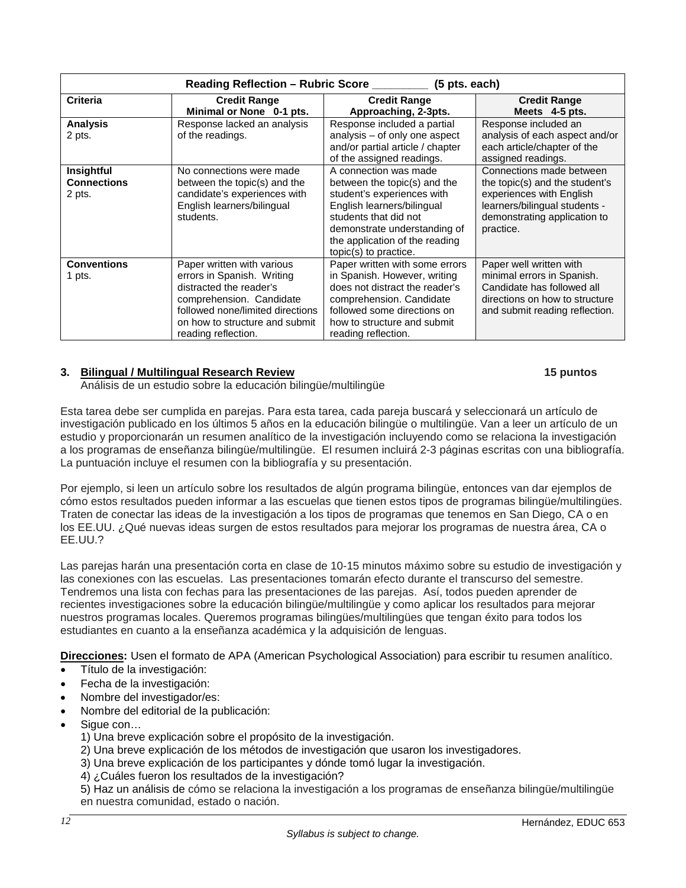| Reading Reflection – Rubric Score ________ (5 pts. each) | | | |
|---|---|---|---|
| **Criteria** | **Credit Range Minimal or None 0-1 pts.** | **Credit Range Approaching, 2-3pts.** | **Credit Range Meets 4-5 pts.** |
| **Analysis** 2 pts. | Response lacked an analysis of the readings. | Response included a partial analysis – of only one aspect and/or partial article / chapter of the assigned readings. | Response included an analysis of each aspect and/or each article/chapter of the assigned readings. |
| **Insightful Connections** 2 pts. | No connections were made between the topic(s) and the candidate's experiences with English learners/bilingual students. | A connection was made between the topic(s) and the student's experiences with English learners/bilingual students that did not demonstrate understanding of the application of the reading topic(s) to practice. | Connections made between the topic(s) and the student's experiences with English learners/bilingual students - demonstrating application to practice. |
| **Conventions** 1 pts. | Paper written with various errors in Spanish. Writing distracted the reader's comprehension. Candidate followed none/limited directions on how to structure and submit reading reflection. | Paper written with some errors in Spanish. However, writing does not distract the reader's comprehension. Candidate followed some directions on how to structure and submit reading reflection. | Paper well written with minimal errors in Spanish. Candidate has followed all directions on how to structure and submit reading reflection. |

### 3. <u>Bilingual / Multilingual Research Review</u> — 15 puntos

Análisis de un estudio sobre la educación bilingüe/multilingüe

Esta tarea debe ser cumplida en parejas. Para esta tarea, cada pareja buscará y seleccionará un artículo de investigación publicado en los últimos 5 años en la educación bilingüe o multilingüe. Van a leer un artículo de un estudio y proporcionarán un resumen analítico de la investigación incluyendo como se relaciona la investigación a los programas de enseñanza bilingüe/multilingüe. El resumen incluirá 2-3 páginas escritas con una bibliografía. La puntuación incluye el resumen con la bibliografía y su presentación.

Por ejemplo, si leen un artículo sobre los resultados de algún programa bilingüe, entonces van dar ejemplos de cómo estos resultados pueden informar a las escuelas que tienen estos tipos de programas bilingüe/multilingües. Traten de conectar las ideas de la investigación a los tipos de programas que tenemos en San Diego, CA o en los EE.UU. ¿Qué nuevas ideas surgen de estos resultados para mejorar los programas de nuestra área, CA o EE.UU.?

Las parejas harán una presentación corta en clase de 10-15 minutos máximo sobre su estudio de investigación y las conexiones con las escuelas. Las presentaciones tomarán efecto durante el transcurso del semestre. Tendremos una lista con fechas para las presentaciones de las parejas. Así, todos pueden aprender de recientes investigaciones sobre la educación bilingüe/multilingüe y como aplicar los resultados para mejorar nuestros programas locales. Queremos programas bilingües/multilingües que tengan éxito para todos los estudiantes en cuanto a la enseñanza académica y la adquisición de lenguas.

<u>**Direcciones:**</u> Usen el formato de APA (American Psychological Association) para escribir tu resumen analítico.

- Título de la investigación:
- Fecha de la investigación:
- Nombre del investigador/es:
- Nombre del editorial de la publicación:
- Sigue con…
  1) Una breve explicación sobre el propósito de la investigación.
  2) Una breve explicación de los métodos de investigación que usaron los investigadores.
  3) Una breve explicación de los participantes y dónde tomó lugar la investigación.
  4) ¿Cuáles fueron los resultados de la investigación?
  5) Haz un análisis de cómo se relaciona la investigación a los programas de enseñanza bilingüe/multilingüe en nuestra comunidad, estado o nación.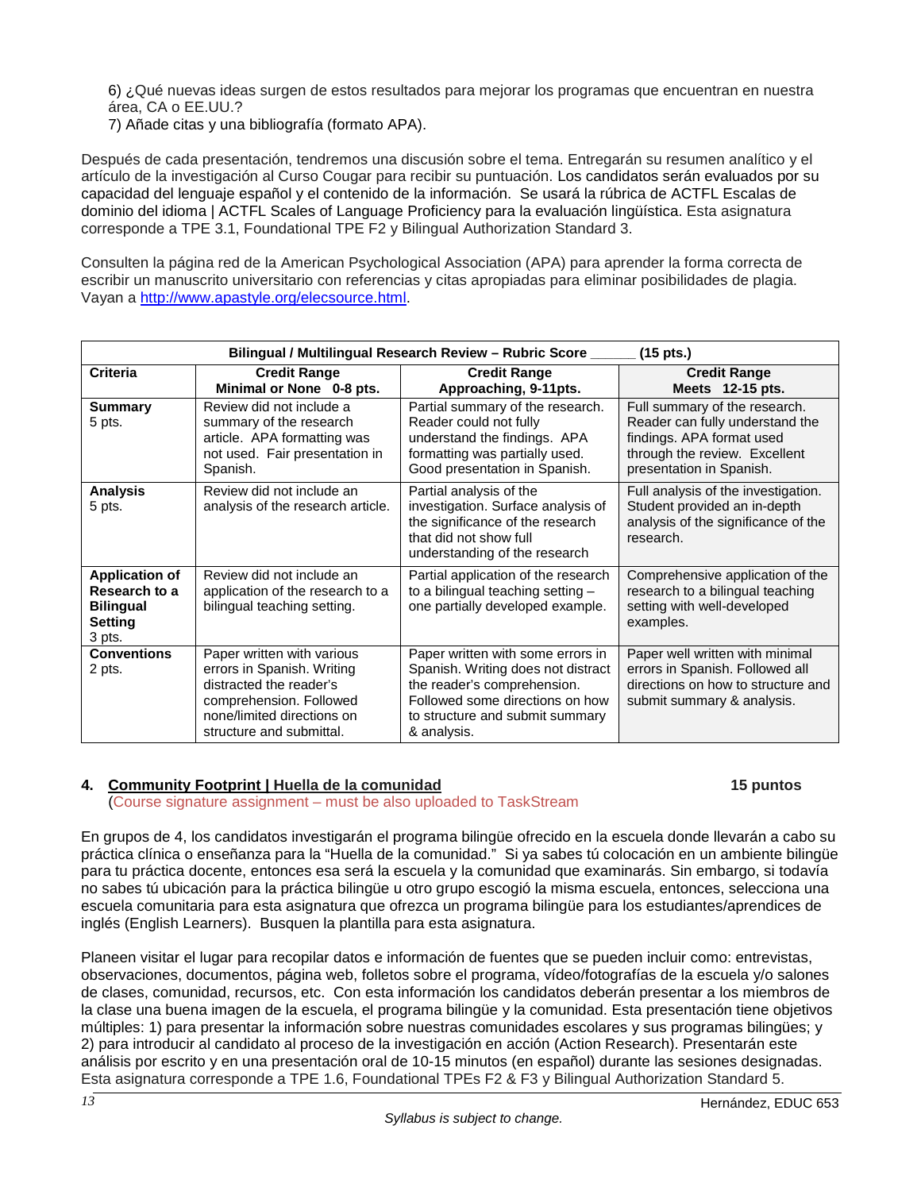6) ¿Qué nuevas ideas surgen de estos resultados para mejorar los programas que encuentran en nuestra área, CA o EE.UU.?
7) Añade citas y una bibliografía (formato APA).

Después de cada presentación, tendremos una discusión sobre el tema. Entregarán su resumen analítico y el artículo de la investigación al Curso Cougar para recibir su puntuación. Los candidatos serán evaluados por su capacidad del lenguaje español y el contenido de la información. Se usará la rúbrica de ACTFL Escalas de dominio del idioma | ACTFL Scales of Language Proficiency para la evaluación lingüística. Esta asignatura corresponde a TPE 3.1, Foundational TPE F2 y Bilingual Authorization Standard 3.

Consulten la página red de la American Psychological Association (APA) para aprender la forma correcta de escribir un manuscrito universitario con referencias y citas apropiadas para eliminar posibilidades de plagia. Vayan a http://www.apastyle.org/elecsource.html.

| Bilingual / Multilingual Research Review – Rubric Score ______ (15 pts.) | | | |
|---|---|---|---|
| **Criteria** | **Credit Range Minimal or None 0-8 pts.** | **Credit Range Approaching, 9-11pts.** | **Credit Range Meets 12-15 pts.** |
| **Summary** 5 pts. | Review did not include a summary of the research article. APA formatting was not used. Fair presentation in Spanish. | Partial summary of the research. Reader could not fully understand the findings. APA formatting was partially used. Good presentation in Spanish. | Full summary of the research. Reader can fully understand the findings. APA format used through the review. Excellent presentation in Spanish. |
| **Analysis** 5 pts. | Review did not include an analysis of the research article. | Partial analysis of the investigation. Surface analysis of the significance of the research that did not show full understanding of the research | Full analysis of the investigation. Student provided an in-depth analysis of the significance of the research. |
| **Application of Research to a Bilingual Setting** 3 pts. | Review did not include an application of the research to a bilingual teaching setting. | Partial application of the research to a bilingual teaching setting – one partially developed example. | Comprehensive application of the research to a bilingual teaching setting with well-developed examples. |
| **Conventions** 2 pts. | Paper written with various errors in Spanish. Writing distracted the reader's comprehension. Followed none/limited directions on structure and submittal. | Paper written with some errors in Spanish. Writing does not distract the reader's comprehension. Followed some directions on how to structure and submit summary & analysis. | Paper well written with minimal errors in Spanish. Followed all directions on how to structure and submit summary & analysis. |

**4. Community Footprint | Huella de la comunidad** **15 puntos**
(Course signature assignment – must be also uploaded to TaskStream)

En grupos de 4, los candidatos investigarán el programa bilingüe ofrecido en la escuela donde llevarán a cabo su práctica clínica o enseñanza para la "Huella de la comunidad." Si ya sabes tú colocación en un ambiente bilingüe para tu práctica docente, entonces esa será la escuela y la comunidad que examinarás. Sin embargo, si todavía no sabes tú ubicación para la práctica bilingüe u otro grupo escogió la misma escuela, entonces, selecciona una escuela comunitaria para esta asignatura que ofrezca un programa bilingüe para los estudiantes/aprendices de inglés (English Learners). Busquen la plantilla para esta asignatura.

Planeen visitar el lugar para recopilar datos e información de fuentes que se pueden incluir como: entrevistas, observaciones, documentos, página web, folletos sobre el programa, vídeo/fotografías de la escuela y/o salones de clases, comunidad, recursos, etc. Con esta información los candidatos deberán presentar a los miembros de la clase una buena imagen de la escuela, el programa bilingüe y la comunidad. Esta presentación tiene objetivos múltiples: 1) para presentar la información sobre nuestras comunidades escolares y sus programas bilingües; y 2) para introducir al candidato al proceso de la investigación en acción (Action Research). Presentarán este análisis por escrito y en una presentación oral de 10-15 minutos (en español) durante las sesiones designadas. Esta asignatura corresponde a TPE 1.6, Foundational TPEs F2 & F3 y Bilingual Authorization Standard 5.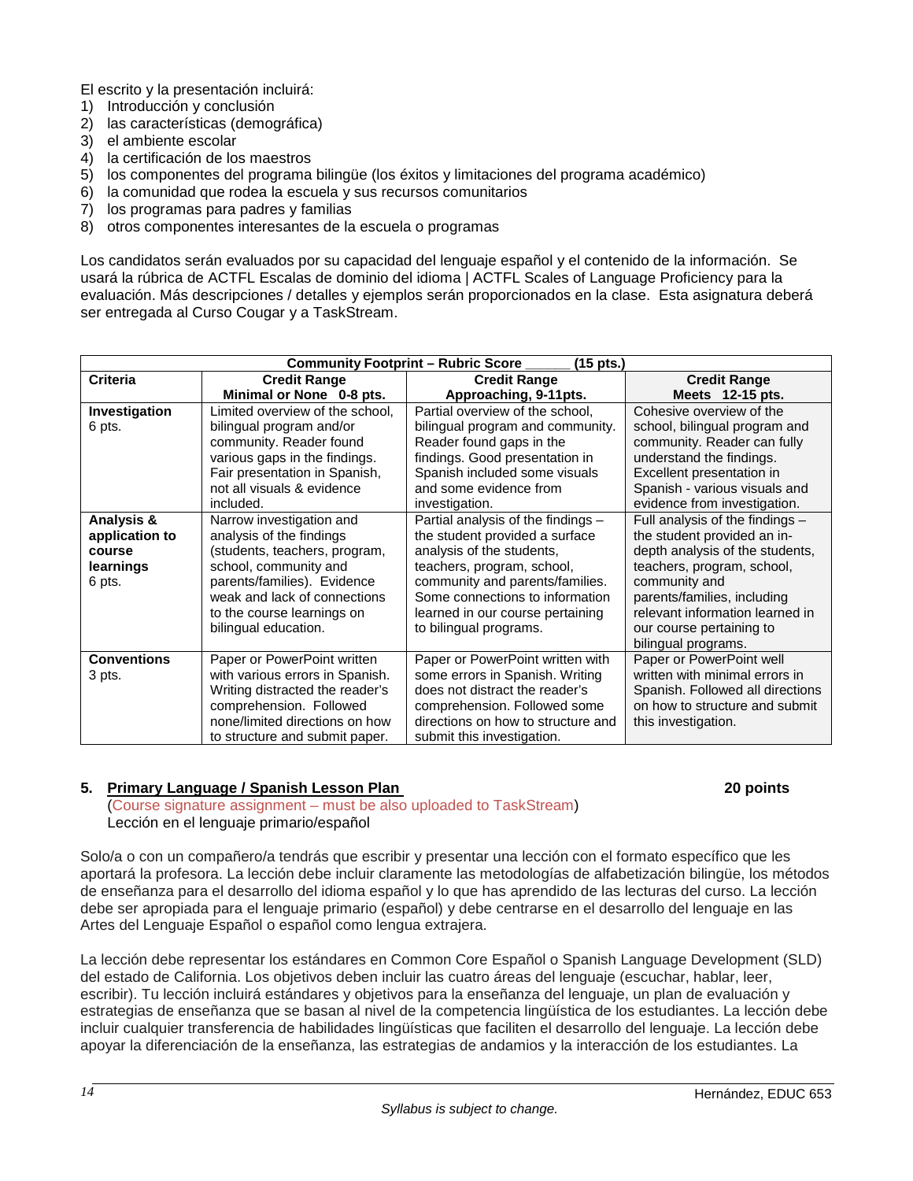El escrito y la presentación incluirá:

1) Introducción y conclusión
2) las características (demográfica)
3) el ambiente escolar
4) la certificación de los maestros
5) los componentes del programa bilingüe (los éxitos y limitaciones del programa académico)
6) la comunidad que rodea la escuela y sus recursos comunitarios
7) los programas para padres y familias
8) otros componentes interesantes de la escuela o programas

Los candidatos serán evaluados por su capacidad del lenguaje español y el contenido de la información. Se usará la rúbrica de ACTFL Escalas de dominio del idioma | ACTFL Scales of Language Proficiency para la evaluación. Más descripciones / detalles y ejemplos serán proporcionados en la clase. Esta asignatura deberá ser entregada al Curso Cougar y a TaskStream.

| **Community Footprint – Rubric Score ______ (15 pts.)** | | | |
|---|---|---|---|
| **Criteria** | **Credit Range Minimal or None 0-8 pts.** | **Credit Range Approaching, 9-11pts.** | **Credit Range Meets 12-15 pts.** |
| **Investigation** 6 pts. | Limited overview of the school, bilingual program and/or community. Reader found various gaps in the findings. Fair presentation in Spanish, not all visuals & evidence included. | Partial overview of the school, bilingual program and community. Reader found gaps in the findings. Good presentation in Spanish included some visuals and some evidence from investigation. | Cohesive overview of the school, bilingual program and community. Reader can fully understand the findings. Excellent presentation in Spanish - various visuals and evidence from investigation. |
| **Analysis & application to course learnings** 6 pts. | Narrow investigation and analysis of the findings (students, teachers, program, school, community and parents/families). Evidence weak and lack of connections to the course learnings on bilingual education. | Partial analysis of the findings – the student provided a surface analysis of the students, teachers, program, school, community and parents/families. Some connections to information learned in our course pertaining to bilingual programs. | Full analysis of the findings – the student provided an in-depth analysis of the students, teachers, program, school, community and parents/families, including relevant information learned in our course pertaining to bilingual programs. |
| **Conventions** 3 pts. | Paper or PowerPoint written with various errors in Spanish. Writing distracted the reader's comprehension. Followed none/limited directions on how to structure and submit paper. | Paper or PowerPoint written with some errors in Spanish. Writing does not distract the reader's comprehension. Followed some directions on how to structure and submit this investigation. | Paper or PowerPoint well written with minimal errors in Spanish. Followed all directions on how to structure and submit this investigation. |

### 5. Primary Language / Spanish Lesson Plan — 20 points

(Course signature assignment – must be also uploaded to TaskStream)
Lección en el lenguaje primario/español

Solo/a o con un compañero/a tendrás que escribir y presentar una lección con el formato específico que les aportará la profesora. La lección debe incluir claramente las metodologías de alfabetización bilingüe, los métodos de enseñanza para el desarrollo del idioma español y lo que has aprendido de las lecturas del curso. La lección debe ser apropiada para el lenguaje primario (español) y debe centrarse en el desarrollo del lenguaje en las Artes del Lenguaje Español o español como lengua extrajera.

La lección debe representar los estándares en Common Core Español o Spanish Language Development (SLD) del estado de California. Los objetivos deben incluir las cuatro áreas del lenguaje (escuchar, hablar, leer, escribir). Tu lección incluirá estándares y objetivos para la enseñanza del lenguaje, un plan de evaluación y estrategias de enseñanza que se basan al nivel de la competencia lingüística de los estudiantes. La lección debe incluir cualquier transferencia de habilidades lingüísticas que faciliten el desarrollo del lenguaje. La lección debe apoyar la diferenciación de la enseñanza, las estrategias de andamios y la interacción de los estudiantes. La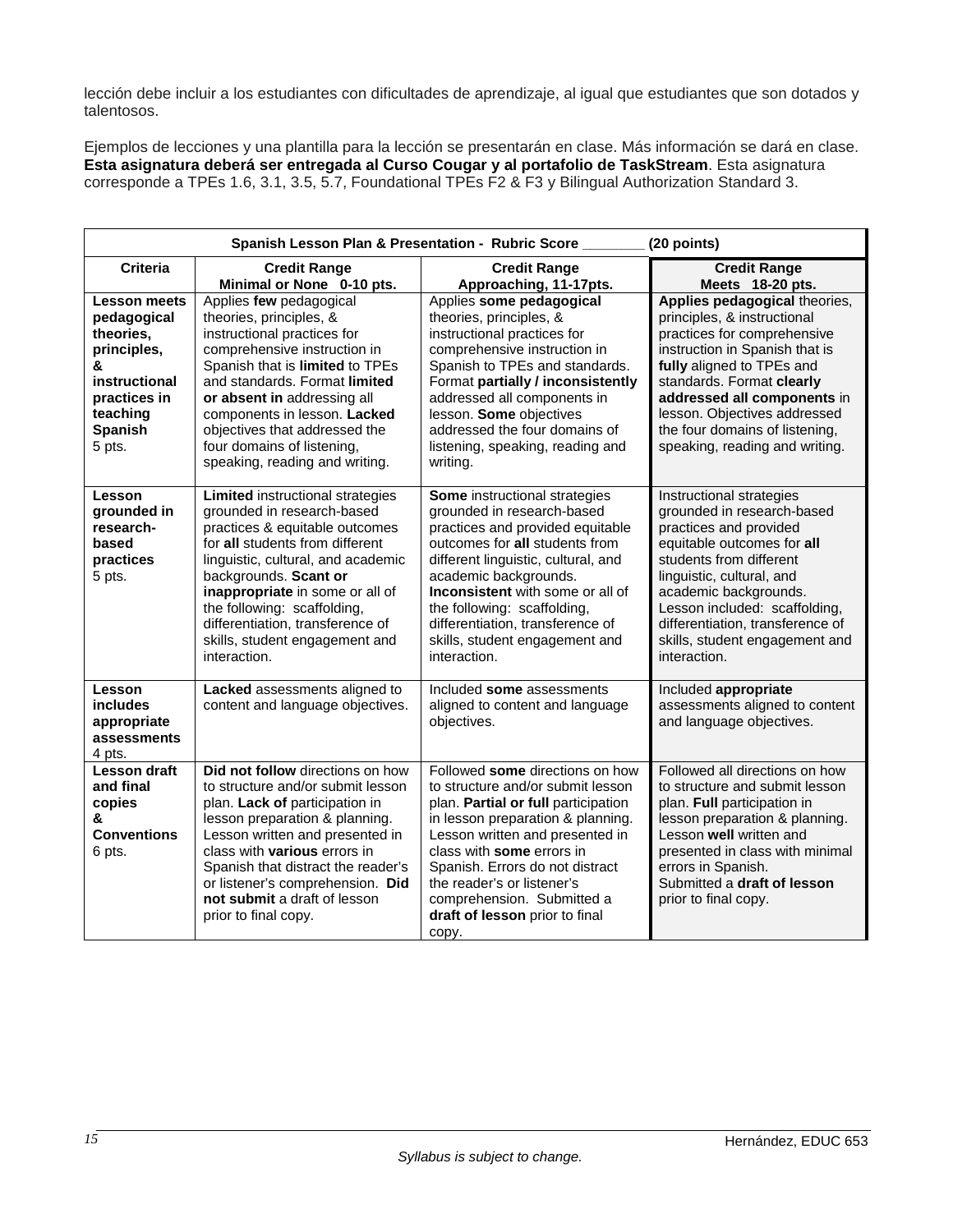lección debe incluir a los estudiantes con dificultades de aprendizaje, al igual que estudiantes que son dotados y talentosos.

Ejemplos de lecciones y una plantilla para la lección se presentarán en clase. Más información se dará en clase. **Esta asignatura deberá ser entregada al Curso Cougar y al portafolio de TaskStream**. Esta asignatura corresponde a TPEs 1.6, 3.1, 3.5, 5.7, Foundational TPEs F2 & F3 y Bilingual Authorization Standard 3.

| **Spanish Lesson Plan & Presentation - Rubric Score _______ (20 points)** | | | |
|---|---|---|---|
| **Criteria** | **Credit Range Minimal or None 0-10 pts.** | **Credit Range Approaching, 11-17pts.** | **Credit Range Meets 18-20 pts.** |
| **Lesson meets pedagogical theories, principles, & instructional practices in teaching Spanish** 5 pts. | Applies **few** pedagogical theories, principles, & instructional practices for comprehensive instruction in Spanish that is **limited** to TPEs and standards. Format **limited or absent in** addressing all components in lesson. **Lacked** objectives that addressed the four domains of listening, speaking, reading and writing. | Applies **some pedagogical** theories, principles, & instructional practices for comprehensive instruction in Spanish to TPEs and standards. Format **partially / inconsistently** addressed all components in lesson. **Some** objectives addressed the four domains of listening, speaking, reading and writing. | **Applies pedagogical** theories, principles, & instructional practices for comprehensive instruction in Spanish that is **fully** aligned to TPEs and standards. Format **clearly addressed all components** in lesson. Objectives addressed the four domains of listening, speaking, reading and writing. |
| **Lesson grounded in research-based practices** 5 pts. | **Limited** instructional strategies grounded in research-based practices & equitable outcomes for **all** students from different linguistic, cultural, and academic backgrounds. **Scant or inappropriate** in some or all of the following: scaffolding, differentiation, transference of skills, student engagement and interaction. | **Some** instructional strategies grounded in research-based practices and provided equitable outcomes for **all** students from different linguistic, cultural, and academic backgrounds. **Inconsistent** with some or all of the following: scaffolding, differentiation, transference of skills, student engagement and interaction. | Instructional strategies grounded in research-based practices and provided equitable outcomes for **all** students from different linguistic, cultural, and academic backgrounds. Lesson included: scaffolding, differentiation, transference of skills, student engagement and interaction. |
| **Lesson includes appropriate assessments** 4 pts. | **Lacked** assessments aligned to content and language objectives. | Included **some** assessments aligned to content and language objectives. | Included **appropriate** assessments aligned to content and language objectives. |
| **Lesson draft and final copies & Conventions** 6 pts. | **Did not follow** directions on how to structure and/or submit lesson plan. **Lack of** participation in lesson preparation & planning. Lesson written and presented in class with **various** errors in Spanish that distract the reader's or listener's comprehension. **Did not submit** a draft of lesson prior to final copy. | Followed **some** directions on how to structure and/or submit lesson plan. **Partial or full** participation in lesson preparation & planning. Lesson written and presented in class with **some** errors in Spanish. Errors do not distract the reader's or listener's comprehension. Submitted a **draft of lesson** prior to final copy. | Followed all directions on how to structure and submit lesson plan. **Full** participation in lesson preparation & planning. Lesson **well** written and presented in class with minimal errors in Spanish. Submitted a **draft of lesson** prior to final copy. |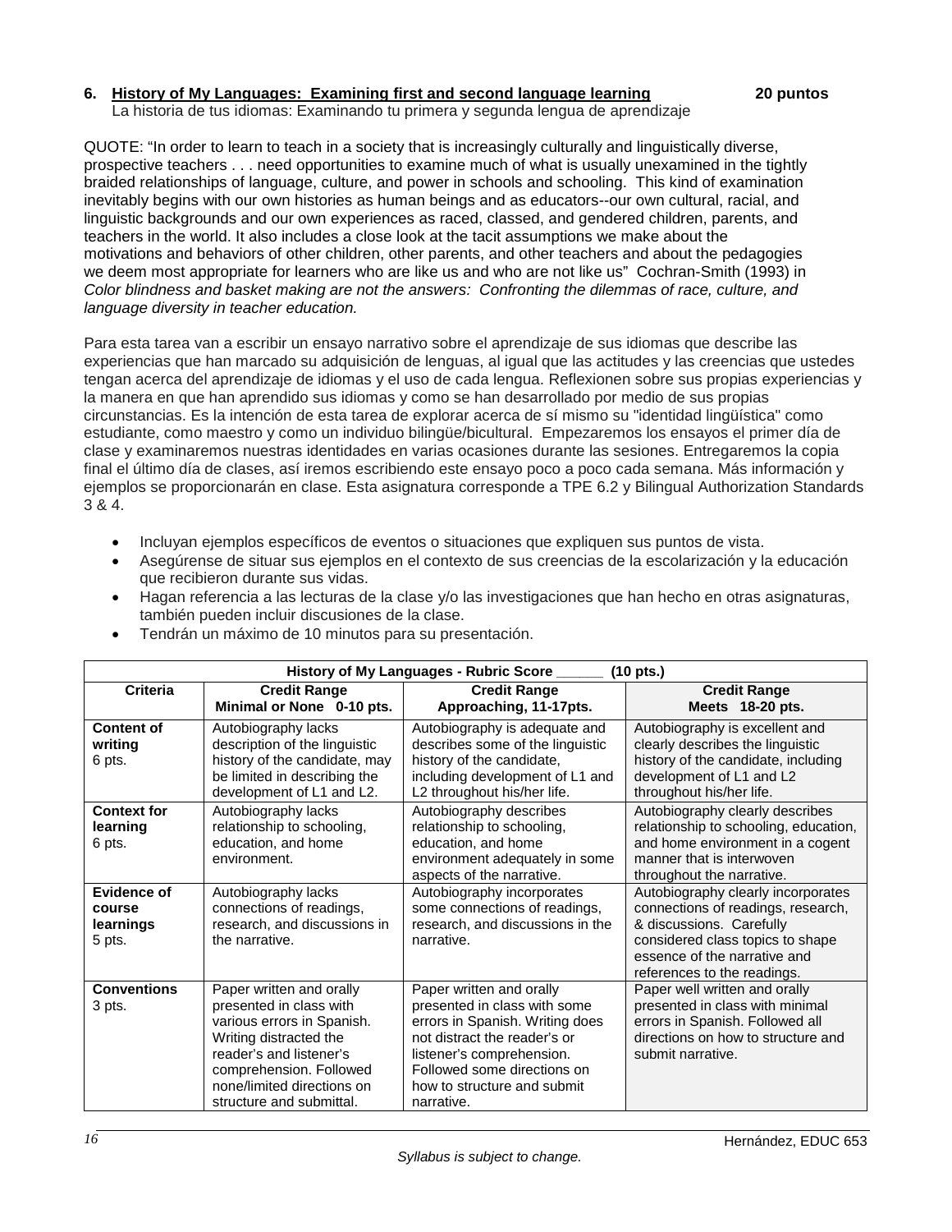**6. History of My Languages: Examining first and second language learning** **20 puntos**

La historia de tus idiomas: Examinando tu primera y segunda lengua de aprendizaje

QUOTE: "In order to learn to teach in a society that is increasingly culturally and linguistically diverse, prospective teachers . . . need opportunities to examine much of what is usually unexamined in the tightly braided relationships of language, culture, and power in schools and schooling. This kind of examination inevitably begins with our own histories as human beings and as educators--our own cultural, racial, and linguistic backgrounds and our own experiences as raced, classed, and gendered children, parents, and teachers in the world. It also includes a close look at the tacit assumptions we make about the motivations and behaviors of other children, other parents, and other teachers and about the pedagogies we deem most appropriate for learners who are like us and who are not like us" Cochran-Smith (1993) in *Color blindness and basket making are not the answers: Confronting the dilemmas of race, culture, and language diversity in teacher education.*

Para esta tarea van a escribir un ensayo narrativo sobre el aprendizaje de sus idiomas que describe las experiencias que han marcado su adquisición de lenguas, al igual que las actitudes y las creencias que ustedes tengan acerca del aprendizaje de idiomas y el uso de cada lengua. Reflexionen sobre sus propias experiencias y la manera en que han aprendido sus idiomas y como se han desarrollado por medio de sus propias circunstancias. Es la intención de esta tarea de explorar acerca de sí mismo su "identidad lingüística" como estudiante, como maestro y como un individuo bilingüe/bicultural. Empezaremos los ensayos el primer día de clase y examinaremos nuestras identidades en varias ocasiones durante las sesiones. Entregaremos la copia final el último día de clases, así iremos escribiendo este ensayo poco a poco cada semana. Más información y ejemplos se proporcionarán en clase. Esta asignatura corresponde a TPE 6.2 y Bilingual Authorization Standards 3 & 4.

- Incluyan ejemplos específicos de eventos o situaciones que expliquen sus puntos de vista.
- Asegúrense de situar sus ejemplos en el contexto de sus creencias de la escolarización y la educación que recibieron durante sus vidas.
- Hagan referencia a las lecturas de la clase y/o las investigaciones que han hecho en otras asignaturas, también pueden incluir discusiones de la clase.
- Tendrán un máximo de 10 minutos para su presentación.

| History of My Languages - Rubric Score ______ (10 pts.) | | | |
|---|---|---|---|
| **Criteria** | **Credit Range Minimal or None 0-10 pts.** | **Credit Range Approaching, 11-17pts.** | **Credit Range Meets 18-20 pts.** |
| **Content of writing** 6 pts. | Autobiography lacks description of the linguistic history of the candidate, may be limited in describing the development of L1 and L2. | Autobiography is adequate and describes some of the linguistic history of the candidate, including development of L1 and L2 throughout his/her life. | Autobiography is excellent and clearly describes the linguistic history of the candidate, including development of L1 and L2 throughout his/her life. |
| **Context for learning** 6 pts. | Autobiography lacks relationship to schooling, education, and home environment. | Autobiography describes relationship to schooling, education, and home environment adequately in some aspects of the narrative. | Autobiography clearly describes relationship to schooling, education, and home environment in a cogent manner that is interwoven throughout the narrative. |
| **Evidence of course learnings** 5 pts. | Autobiography lacks connections of readings, research, and discussions in the narrative. | Autobiography incorporates some connections of readings, research, and discussions in the narrative. | Autobiography clearly incorporates connections of readings, research, & discussions. Carefully considered class topics to shape essence of the narrative and references to the readings. |
| **Conventions** 3 pts. | Paper written and orally presented in class with various errors in Spanish. Writing distracted the reader's and listener's comprehension. Followed none/limited directions on structure and submittal. | Paper written and orally presented in class with some errors in Spanish. Writing does not distract the reader's or listener's comprehension. Followed some directions on how to structure and submit narrative. | Paper well written and orally presented in class with minimal errors in Spanish. Followed all directions on how to structure and submit narrative. |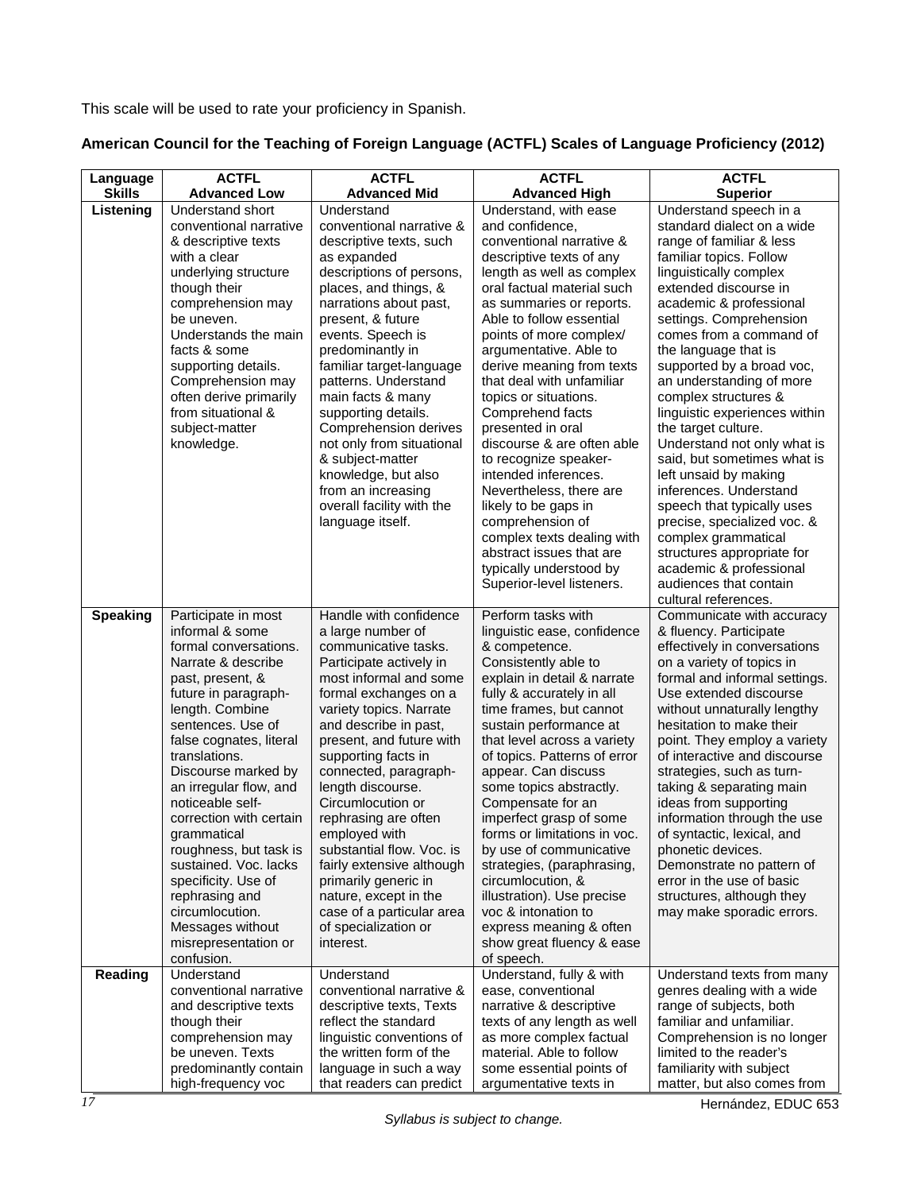This scale will be used to rate your proficiency in Spanish.

**American Council for the Teaching of Foreign Language (ACTFL) Scales of Language Proficiency (2012)**

| Language Skills | ACTFL Advanced Low | ACTFL Advanced Mid | ACTFL Advanced High | ACTFL Superior |
|---|---|---|---|---|
| **Listening** | Understand short conventional narrative & descriptive texts with a clear underlying structure though their comprehension may be uneven. Understands the main facts & some supporting details. Comprehension may often derive primarily from situational & subject-matter knowledge. | Understand conventional narrative & descriptive texts, such as expanded descriptions of persons, places, and things, & narrations about past, present, & future events. Speech is predominantly in familiar target-language patterns. Understand main facts & many supporting details. Comprehension derives not only from situational & subject-matter knowledge, but also from an increasing overall facility with the language itself. | Understand, with ease and confidence, conventional narrative & descriptive texts of any length as well as complex oral factual material such as summaries or reports. Able to follow essential points of more complex/ argumentative. Able to derive meaning from texts that deal with unfamiliar topics or situations. Comprehend facts presented in oral discourse & are often able to recognize speaker-intended inferences. Nevertheless, there are likely to be gaps in comprehension of complex texts dealing with abstract issues that are typically understood by Superior-level listeners. | Understand speech in a standard dialect on a wide range of familiar & less familiar topics. Follow linguistically complex extended discourse in academic & professional settings. Comprehension comes from a command of the language that is supported by a broad voc, an understanding of more complex structures & linguistic experiences within the target culture. Understand not only what is said, but sometimes what is left unsaid by making inferences. Understand speech that typically uses precise, specialized voc. & complex grammatical structures appropriate for academic & professional audiences that contain cultural references. |
| **Speaking** | Participate in most informal & some formal conversations. Narrate & describe past, present, & future in paragraph-length. Combine sentences. Use of false cognates, literal translations. Discourse marked by an irregular flow, and noticeable self-correction with certain grammatical roughness, but task is sustained. Voc. lacks specificity. Use of rephrasing and circumlocution. Messages without misrepresentation or confusion. | Handle with confidence a large number of communicative tasks. Participate actively in most informal and some formal exchanges on a variety topics. Narrate and describe in past, present, and future with supporting facts in connected, paragraph-length discourse. Circumlocution or rephrasing are often employed with substantial flow. Voc. is fairly extensive although primarily generic in nature, except in the case of a particular area of specialization or interest. | Perform tasks with linguistic ease, confidence & competence. Consistently able to explain in detail & narrate fully & accurately in all time frames, but cannot sustain performance at that level across a variety of topics. Patterns of error appear. Can discuss some topics abstractly. Compensate for an imperfect grasp of some forms or limitations in voc. by use of communicative strategies, (paraphrasing, circumlocution, & illustration). Use precise voc & intonation to express meaning & often show great fluency & ease of speech. | Communicate with accuracy & fluency. Participate effectively in conversations on a variety of topics in formal and informal settings. Use extended discourse without unnaturally lengthy hesitation to make their point. They employ a variety of interactive and discourse strategies, such as turn-taking & separating main ideas from supporting information through the use of syntactic, lexical, and phonetic devices. Demonstrate no pattern of error in the use of basic structures, although they may make sporadic errors. |
| **Reading** | Understand conventional narrative and descriptive texts though their comprehension may be uneven. Texts predominantly contain high-frequency voc | Understand conventional narrative & descriptive texts, Texts reflect the standard linguistic conventions of the written form of the language in such a way that readers can predict | Understand, fully & with ease, conventional narrative & descriptive texts of any length as well as more complex factual material. Able to follow some essential points of argumentative texts in | Understand texts from many genres dealing with a wide range of subjects, both familiar and unfamiliar. Comprehension is no longer limited to the reader's familiarity with subject matter, but also comes from |

*Syllabus is subject to change.*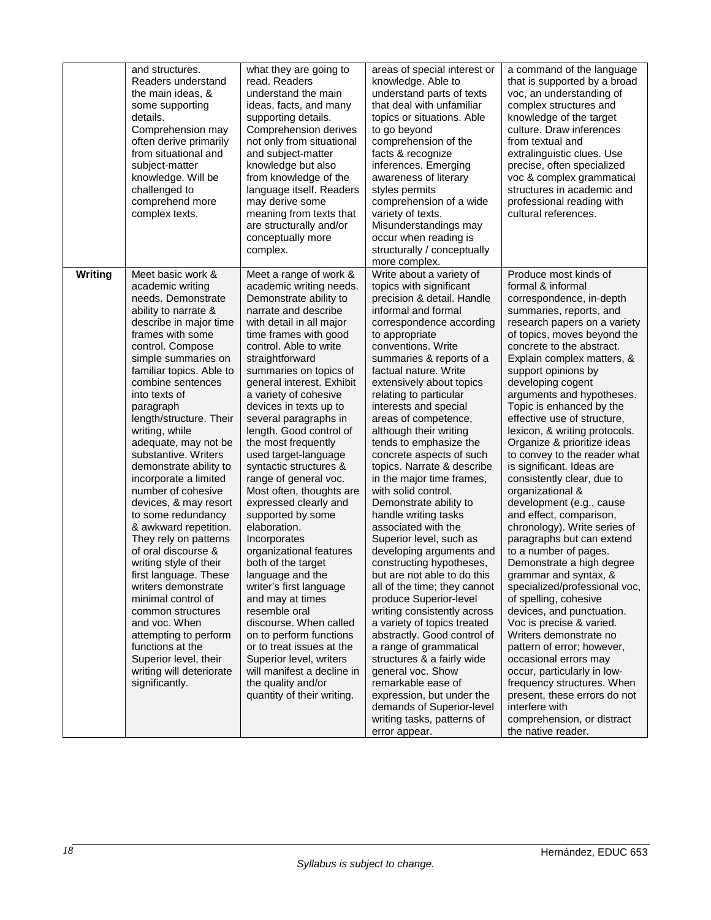|  | and structures. Readers understand the main ideas, & some supporting details. Comprehension may often derive primarily from situational and subject-matter knowledge. Will be challenged to comprehend more complex texts. | what they are going to read. Readers understand the main ideas, facts, and many supporting details. Comprehension derives not only from situational and subject-matter knowledge but also from knowledge of the language itself. Readers may derive some meaning from texts that are structurally and/or conceptually more complex. | areas of special interest or knowledge. Able to understand parts of texts that deal with unfamiliar topics or situations. Able to go beyond comprehension of the facts & recognize inferences. Emerging awareness of literary styles permits comprehension of a wide variety of texts. Misunderstandings may occur when reading is structurally / conceptually more complex. | a command of the language that is supported by a broad voc, an understanding of complex structures and knowledge of the target culture. Draw inferences from textual and extralinguistic clues. Use precise, often specialized voc & complex grammatical structures in academic and professional reading with cultural references. |
|---|---|---|---|---|
| **Writing** | Meet basic work & academic writing needs. Demonstrate ability to narrate & describe in major time frames with some control. Compose simple summaries on familiar topics. Able to combine sentences into texts of paragraph length/structure. Their writing, while adequate, may not be substantive. Writers demonstrate ability to incorporate a limited number of cohesive devices, & may resort to some redundancy & awkward repetition. They rely on patterns of oral discourse & writing style of their first language. These writers demonstrate minimal control of common structures and voc. When attempting to perform functions at the Superior level, their writing will deteriorate significantly. | Meet a range of work & academic writing needs. Demonstrate ability to narrate and describe with detail in all major time frames with good control. Able to write straightforward summaries on topics of general interest. Exhibit a variety of cohesive devices in texts up to several paragraphs in length. Good control of the most frequently used target-language syntactic structures & range of general voc. Most often, thoughts are expressed clearly and supported by some elaboration. Incorporates organizational features both of the target language and the writer's first language and may at times resemble oral discourse. When called on to perform functions or to treat issues at the Superior level, writers will manifest a decline in the quality and/or quantity of their writing. | Write about a variety of topics with significant precision & detail. Handle informal and formal correspondence according to appropriate conventions. Write summaries & reports of a factual nature. Write extensively about topics relating to particular interests and special areas of competence, although their writing tends to emphasize the concrete aspects of such topics. Narrate & describe in the major time frames, with solid control. Demonstrate ability to handle writing tasks associated with the Superior level, such as developing arguments and constructing hypotheses, but are not able to do this all of the time; they cannot produce Superior-level writing consistently across a variety of topics treated abstractly. Good control of a range of grammatical structures & a fairly wide general voc. Show remarkable ease of expression, but under the demands of Superior-level writing tasks, patterns of error appear. | Produce most kinds of formal & informal correspondence, in-depth summaries, reports, and research papers on a variety of topics, moves beyond the concrete to the abstract. Explain complex matters, & support opinions by developing cogent arguments and hypotheses. Topic is enhanced by the effective use of structure, lexicon, & writing protocols. Organize & prioritize ideas to convey to the reader what is significant. Ideas are consistently clear, due to organizational & development (e.g., cause and effect, comparison, chronology). Write series of paragraphs but can extend to a number of pages. Demonstrate a high degree grammar and syntax, & specialized/professional voc, of spelling, cohesive devices, and punctuation. Voc is precise & varied. Writers demonstrate no pattern of error; however, occasional errors may occur, particularly in low-frequency structures. When present, these errors do not interfere with comprehension, or distract the native reader. |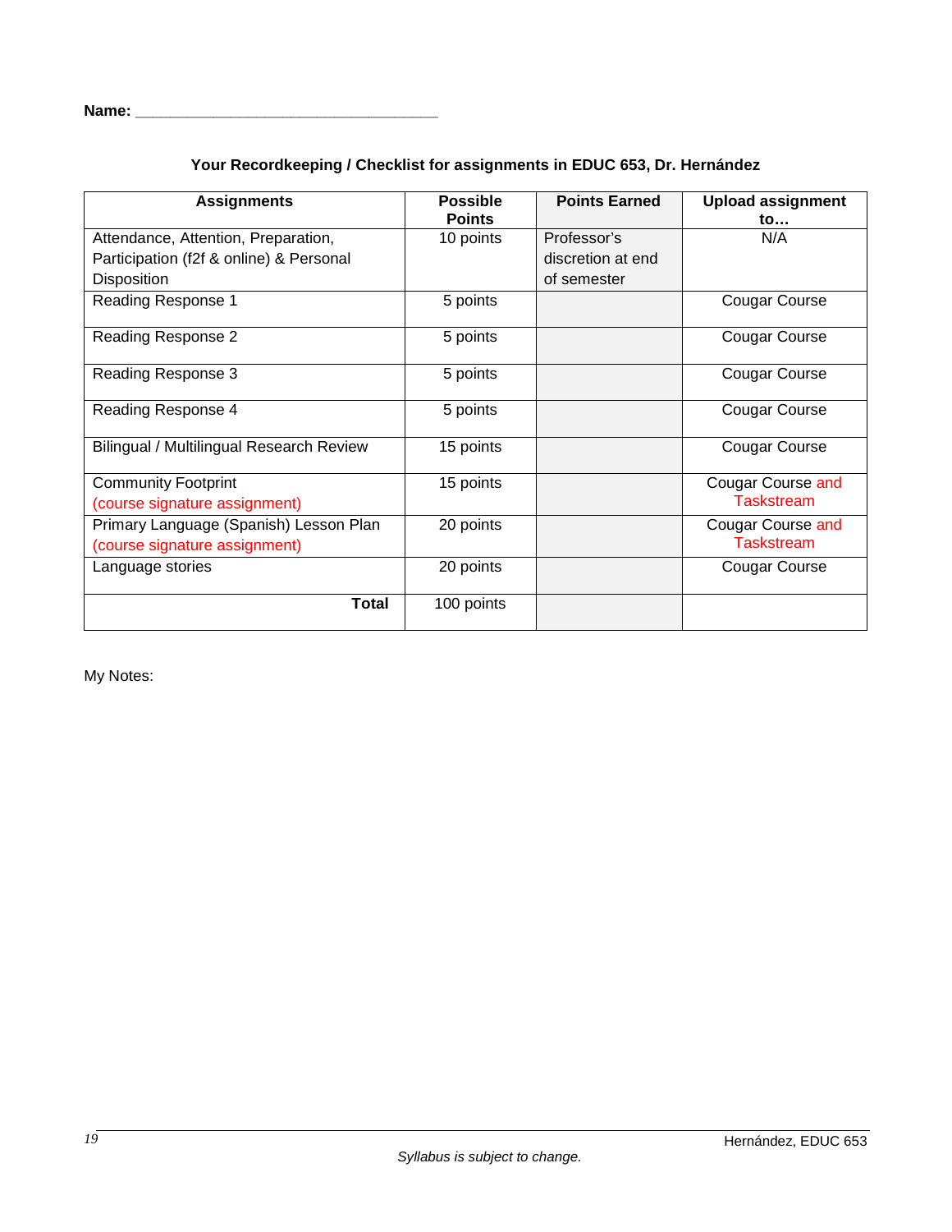**Name:** ___________________________________

**Your Recordkeeping / Checklist for assignments in EDUC 653, Dr. Hernández**

| Assignments | Possible Points | Points Earned | Upload assignment to… |
|---|---|---|---|
| Attendance, Attention, Preparation, Participation (f2f & online) & Personal Disposition | 10 points | Professor's discretion at end of semester | N/A |
| Reading Response 1 | 5 points | | Cougar Course |
| Reading Response 2 | 5 points | | Cougar Course |
| Reading Response 3 | 5 points | | Cougar Course |
| Reading Response 4 | 5 points | | Cougar Course |
| Bilingual / Multilingual Research Review | 15 points | | Cougar Course |
| Community Footprint (course signature assignment) | 15 points | | Cougar Course and Taskstream |
| Primary Language (Spanish) Lesson Plan (course signature assignment) | 20 points | | Cougar Course and Taskstream |
| Language stories | 20 points | | Cougar Course |
| **Total** | 100 points | | |

My Notes:

*Syllabus is subject to change.*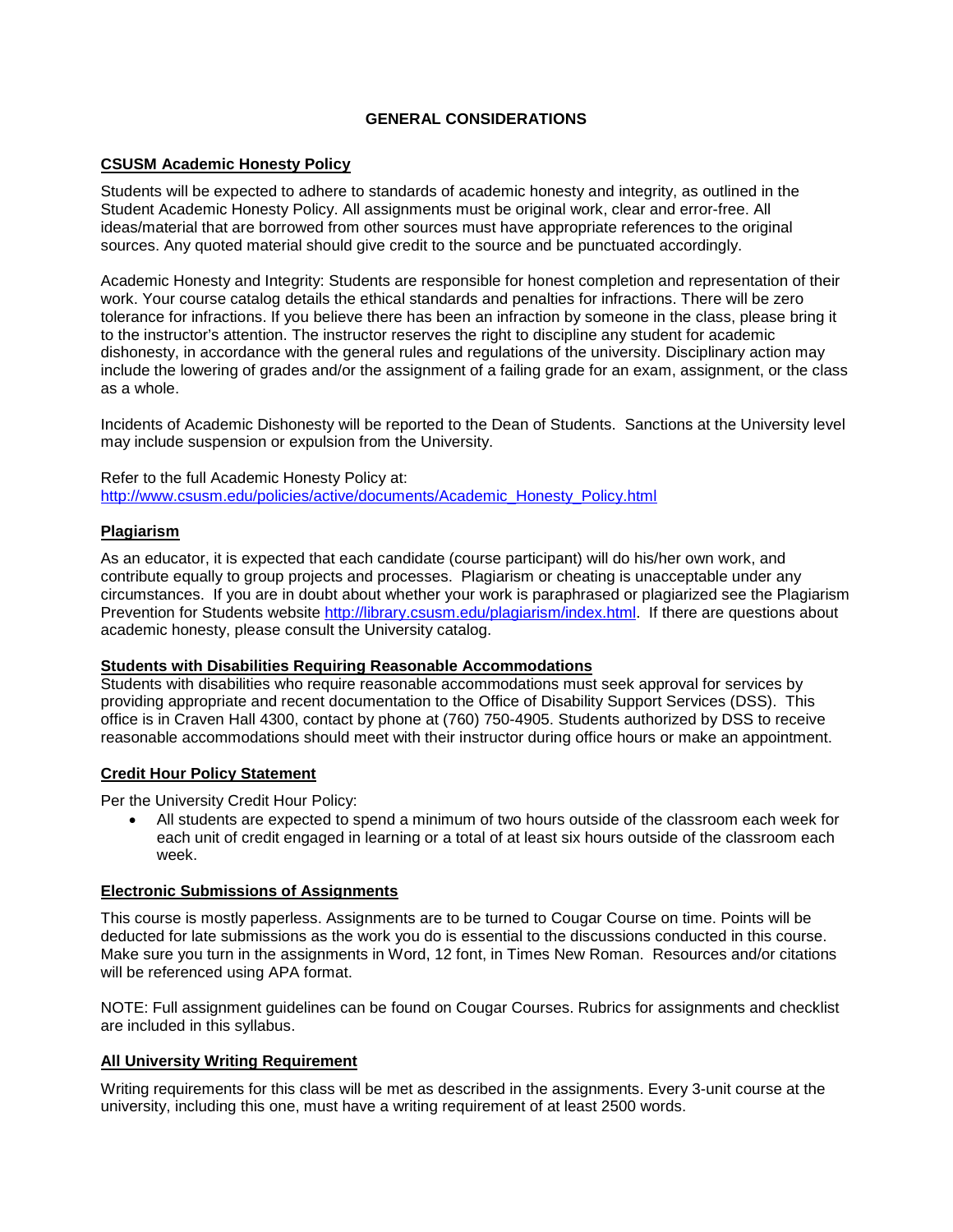# GENERAL CONSIDERATIONS

## CSUSM Academic Honesty Policy

Students will be expected to adhere to standards of academic honesty and integrity, as outlined in the Student Academic Honesty Policy. All assignments must be original work, clear and error-free. All ideas/material that are borrowed from other sources must have appropriate references to the original sources. Any quoted material should give credit to the source and be punctuated accordingly.

Academic Honesty and Integrity: Students are responsible for honest completion and representation of their work. Your course catalog details the ethical standards and penalties for infractions. There will be zero tolerance for infractions. If you believe there has been an infraction by someone in the class, please bring it to the instructor's attention. The instructor reserves the right to discipline any student for academic dishonesty, in accordance with the general rules and regulations of the university. Disciplinary action may include the lowering of grades and/or the assignment of a failing grade for an exam, assignment, or the class as a whole.

Incidents of Academic Dishonesty will be reported to the Dean of Students. Sanctions at the University level may include suspension or expulsion from the University.

Refer to the full Academic Honesty Policy at:
http://www.csusm.edu/policies/active/documents/Academic_Honesty_Policy.html

## Plagiarism

As an educator, it is expected that each candidate (course participant) will do his/her own work, and contribute equally to group projects and processes. Plagiarism or cheating is unacceptable under any circumstances. If you are in doubt about whether your work is paraphrased or plagiarized see the Plagiarism Prevention for Students website http://library.csusm.edu/plagiarism/index.html. If there are questions about academic honesty, please consult the University catalog.

## Students with Disabilities Requiring Reasonable Accommodations

Students with disabilities who require reasonable accommodations must seek approval for services by providing appropriate and recent documentation to the Office of Disability Support Services (DSS). This office is in Craven Hall 4300, contact by phone at (760) 750-4905. Students authorized by DSS to receive reasonable accommodations should meet with their instructor during office hours or make an appointment.

## Credit Hour Policy Statement

Per the University Credit Hour Policy:

- All students are expected to spend a minimum of two hours outside of the classroom each week for each unit of credit engaged in learning or a total of at least six hours outside of the classroom each week.

## Electronic Submissions of Assignments

This course is mostly paperless. Assignments are to be turned to Cougar Course on time. Points will be deducted for late submissions as the work you do is essential to the discussions conducted in this course. Make sure you turn in the assignments in Word, 12 font, in Times New Roman. Resources and/or citations will be referenced using APA format.

NOTE: Full assignment guidelines can be found on Cougar Courses. Rubrics for assignments and checklist are included in this syllabus.

## All University Writing Requirement

Writing requirements for this class will be met as described in the assignments. Every 3-unit course at the university, including this one, must have a writing requirement of at least 2500 words.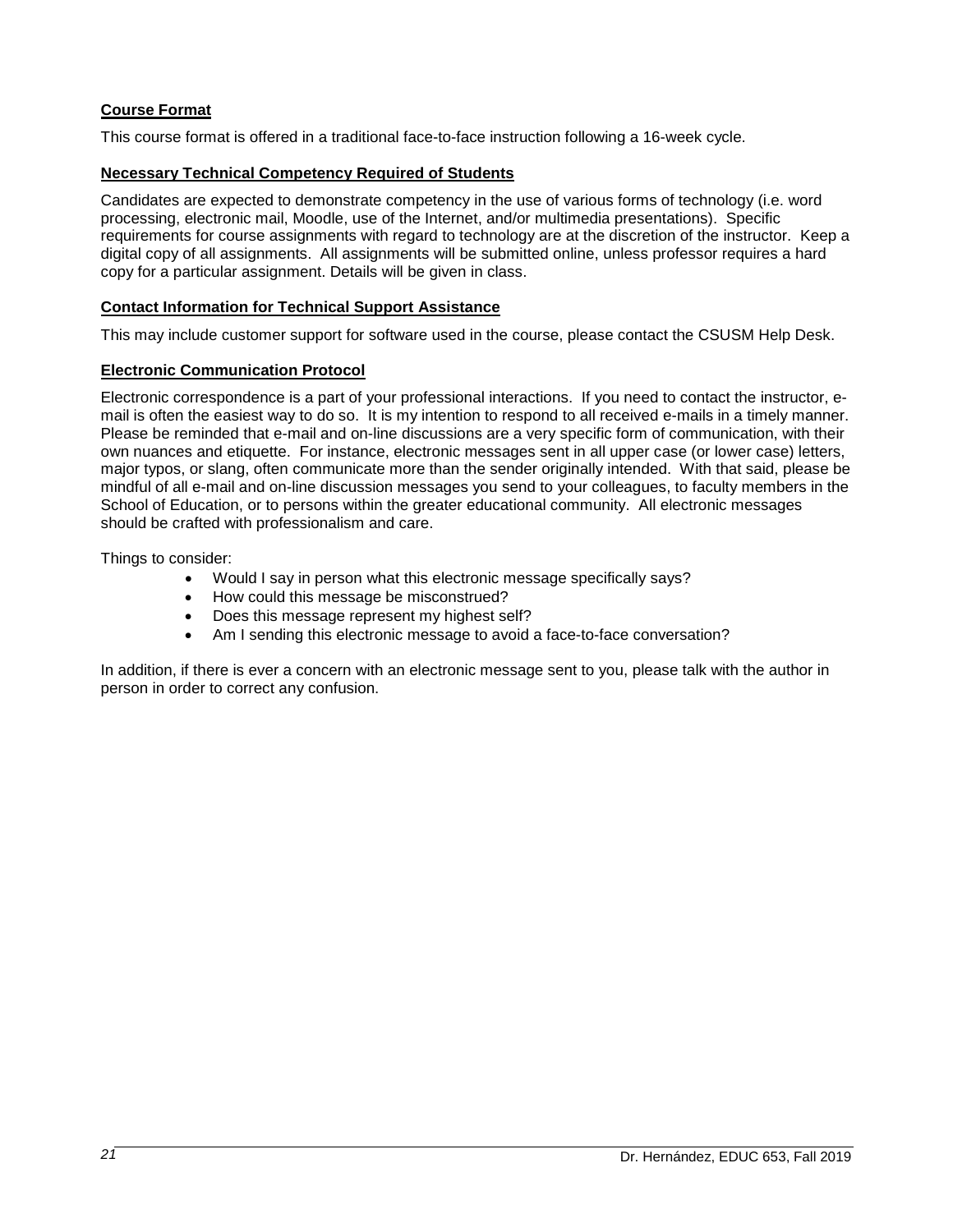**Course Format**

This course format is offered in a traditional face-to-face instruction following a 16-week cycle.

**Necessary Technical Competency Required of Students**

Candidates are expected to demonstrate competency in the use of various forms of technology (i.e. word processing, electronic mail, Moodle, use of the Internet, and/or multimedia presentations). Specific requirements for course assignments with regard to technology are at the discretion of the instructor. Keep a digital copy of all assignments. All assignments will be submitted online, unless professor requires a hard copy for a particular assignment. Details will be given in class.

**Contact Information for Technical Support Assistance**

This may include customer support for software used in the course, please contact the CSUSM Help Desk.

**Electronic Communication Protocol**

Electronic correspondence is a part of your professional interactions. If you need to contact the instructor, e-mail is often the easiest way to do so. It is my intention to respond to all received e-mails in a timely manner. Please be reminded that e-mail and on-line discussions are a very specific form of communication, with their own nuances and etiquette. For instance, electronic messages sent in all upper case (or lower case) letters, major typos, or slang, often communicate more than the sender originally intended. With that said, please be mindful of all e-mail and on-line discussion messages you send to your colleagues, to faculty members in the School of Education, or to persons within the greater educational community. All electronic messages should be crafted with professionalism and care.

Things to consider:

- Would I say in person what this electronic message specifically says?
- How could this message be misconstrued?
- Does this message represent my highest self?
- Am I sending this electronic message to avoid a face-to-face conversation?

In addition, if there is ever a concern with an electronic message sent to you, please talk with the author in person in order to correct any confusion.